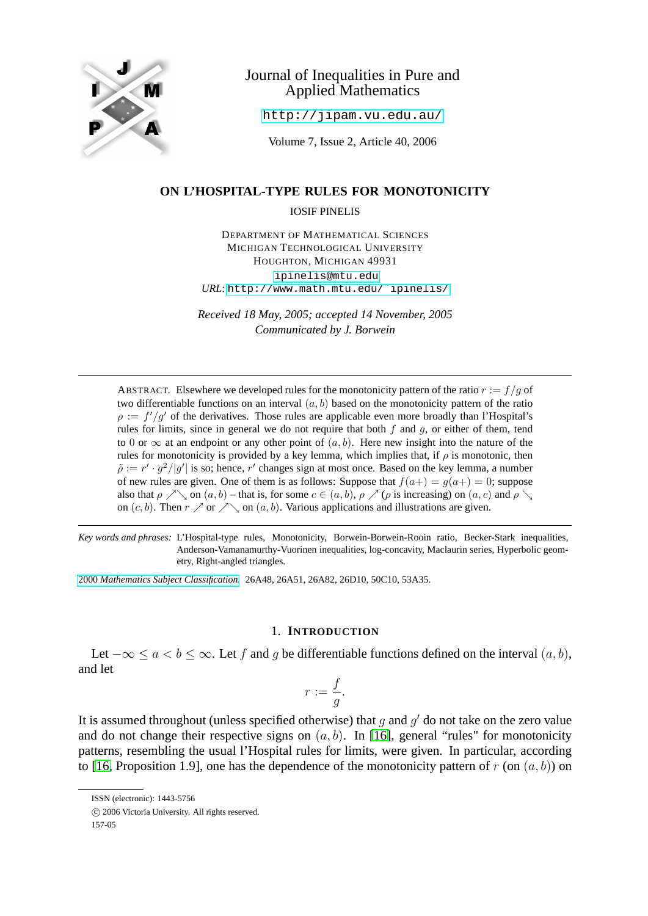Journal of Inequalities in Pure and Applied Mathematics

http://jipam.vu.edu.au/

Volume 7, Issue 2, Article 40, 2006

# ON L'HOSPITAL-TYPE RULES FOR MONOTONICITY

IOSIF PINELIS

DEPARTMENT OF MATHEMATICAL SCIENCES
MICHIGAN TECHNOLOGICAL UNIVERSITY
HOUGHTON, MICHIGAN 49931
ipinelis@mtu.edu
*URL*: http://www.math.mtu.edu/~ipinelis/

*Received 18 May, 2005; accepted 14 November, 2005*
*Communicated by J. Borwein*

---

ABSTRACT. Elsewhere we developed rules for the monotonicity pattern of the ratio $r := f/g$ of two differentiable functions on an interval $(a, b)$ based on the monotonicity pattern of the ratio $\rho := f'/g'$ of the derivatives. Those rules are applicable even more broadly than l'Hospital's rules for limits, since in general we do not require that both $f$ and $g$, or either of them, tend to $0$ or $\infty$ at an endpoint or any other point of $(a, b)$. Here new insight into the nature of the rules for monotonicity is provided by a key lemma, which implies that, if $\rho$ is monotonic, then $\tilde{\rho} := r' \cdot g^2/|g'|$ is so; hence, $r'$ changes sign at most once. Based on the key lemma, a number of new rules are given. One of them is as follows: Suppose that $f(a+) = g(a+) = 0$; suppose also that $\rho \nearrow\searrow$ on $(a, b)$ – that is, for some $c \in (a, b)$, $\rho \nearrow$ ($\rho$ is increasing) on $(a, c)$ and $\rho \searrow$ on $(c, b)$. Then $r \nearrow$ or $\nearrow\searrow$ on $(a, b)$. Various applications and illustrations are given.

---

*Key words and phrases:* L'Hospital-type rules, Monotonicity, Borwein-Borwein-Rooin ratio, Becker-Stark inequalities, Anderson-Vamanamurthy-Vuorinen inequalities, log-concavity, Maclaurin series, Hyperbolic geometry, Right-angled triangles.

2000 *Mathematics Subject Classification*. 26A48, 26A51, 26A82, 26D10, 50C10, 53A35.

## 1. INTRODUCTION

Let $-\infty \le a < b \le \infty$. Let $f$ and $g$ be differentiable functions defined on the interval $(a, b)$, and let

$$r := \frac{f}{g}.$$

It is assumed throughout (unless specified otherwise) that $g$ and $g'$ do not take on the zero value and do not change their respective signs on $(a, b)$. In [16], general "rules" for monotonicity patterns, resembling the usual l'Hospital rules for limits, were given. In particular, according to [16, Proposition 1.9], one has the dependence of the monotonicity pattern of $r$ (on $(a, b)$) on

ISSN (electronic): 1443-5756
© 2006 Victoria University. All rights reserved.
157-05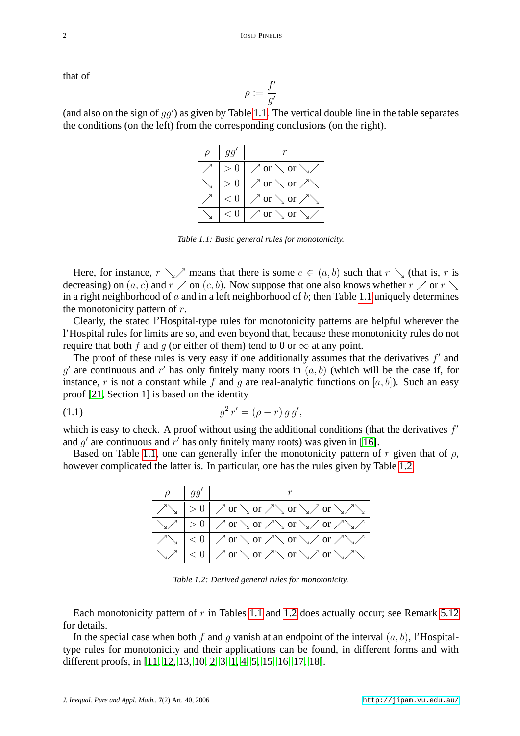that of

$$\rho := \frac{f'}{g'}$$

(and also on the sign of $gg'$) as given by Table 1.1. The vertical double line in the table separates the conditions (on the left) from the corresponding conclusions (on the right).

| $\rho$ | $gg'$ | $r$ |
|---|---|---|
| $\nearrow$ | $> 0$ | $\nearrow$ or $\searrow$ or $\searrow\nearrow$ |
| $\searrow$ | $> 0$ | $\nearrow$ or $\searrow$ or $\nearrow\searrow$ |
| $\nearrow$ | $< 0$ | $\nearrow$ or $\searrow$ or $\nearrow\searrow$ |
| $\searrow$ | $< 0$ | $\nearrow$ or $\searrow$ or $\searrow\nearrow$ |

*Table 1.1: Basic general rules for monotonicity.*

Here, for instance, $r \searrow\nearrow$ means that there is some $c \in (a,b)$ such that $r \searrow$ (that is, $r$ is decreasing) on $(a,c)$ and $r \nearrow$ on $(c,b)$. Now suppose that one also knows whether $r \nearrow$ or $r \searrow$ in a right neighborhood of $a$ and in a left neighborhood of $b$; then Table 1.1 uniquely determines the monotonicity pattern of $r$.

Clearly, the stated l'Hospital-type rules for monotonicity patterns are helpful wherever the l'Hospital rules for limits are so, and even beyond that, because these monotonicity rules do not require that both $f$ and $g$ (or either of them) tend to 0 or $\infty$ at any point.

The proof of these rules is very easy if one additionally assumes that the derivatives $f'$ and $g'$ are continuous and $r'$ has only finitely many roots in $(a,b)$ (which will be the case if, for instance, $r$ is not a constant while $f$ and $g$ are real-analytic functions on $[a,b]$). Such an easy proof [21, Section 1] is based on the identity

$$g^2\, r' = (\rho - r)\, g\, g', \tag{1.1}$$

which is easy to check. A proof without using the additional conditions (that the derivatives $f'$ and $g'$ are continuous and $r'$ has only finitely many roots) was given in [16].

Based on Table 1.1, one can generally infer the monotonicity pattern of $r$ given that of $\rho$, however complicated the latter is. In particular, one has the rules given by Table 1.2.

| $\rho$ | $gg'$ | $r$ |
|---|---|---|
| $\nearrow\searrow$ | $> 0$ | $\nearrow$ or $\searrow$ or $\nearrow\searrow$ or $\searrow\nearrow$ or $\searrow\nearrow\searrow$ |
| $\searrow\nearrow$ | $> 0$ | $\nearrow$ or $\searrow$ or $\nearrow\searrow$ or $\searrow\nearrow$ or $\nearrow\searrow\nearrow$ |
| $\nearrow\searrow$ | $< 0$ | $\nearrow$ or $\searrow$ or $\nearrow\searrow$ or $\searrow\nearrow$ or $\nearrow\searrow\nearrow$ |
| $\searrow\nearrow$ | $< 0$ | $\nearrow$ or $\searrow$ or $\nearrow\searrow$ or $\searrow\nearrow$ or $\searrow\nearrow\searrow$ |

*Table 1.2: Derived general rules for monotonicity.*

Each monotonicity pattern of $r$ in Tables 1.1 and 1.2 does actually occur; see Remark 5.12 for details.

In the special case when both $f$ and $g$ vanish at an endpoint of the interval $(a,b)$, l'Hospital-type rules for monotonicity and their applications can be found, in different forms and with different proofs, in [11, 12, 13, 10, 2, 3, 1, 4, 5, 15, 16, 17, 18].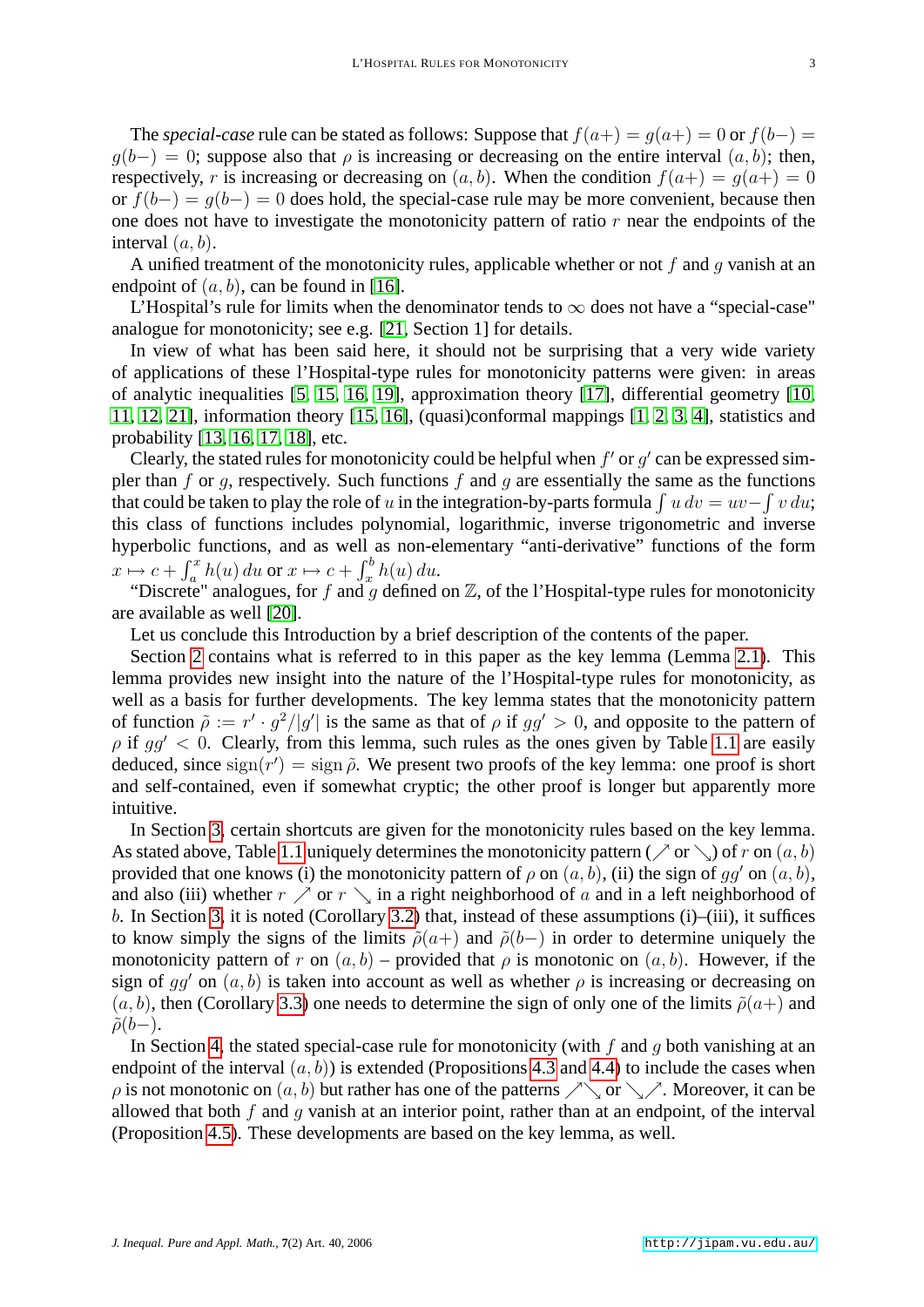The *special-case* rule can be stated as follows: Suppose that $f(a+) = g(a+) = 0$ or $f(b-) = g(b-) = 0$; suppose also that $\rho$ is increasing or decreasing on the entire interval $(a, b)$; then, respectively, $r$ is increasing or decreasing on $(a, b)$. When the condition $f(a+) = g(a+) = 0$ or $f(b-) = g(b-) = 0$ does hold, the special-case rule may be more convenient, because then one does not have to investigate the monotonicity pattern of ratio $r$ near the endpoints of the interval $(a, b)$.

A unified treatment of the monotonicity rules, applicable whether or not $f$ and $g$ vanish at an endpoint of $(a, b)$, can be found in [16].

L'Hospital's rule for limits when the denominator tends to $\infty$ does not have a "special-case" analogue for monotonicity; see e.g. [21, Section 1] for details.

In view of what has been said here, it should not be surprising that a very wide variety of applications of these l'Hospital-type rules for monotonicity patterns were given: in areas of analytic inequalities [5, 15, 16, 19], approximation theory [17], differential geometry [10, 11, 12, 21], information theory [15, 16], (quasi)conformal mappings [1, 2, 3, 4], statistics and probability [13, 16, 17, 18], etc.

Clearly, the stated rules for monotonicity could be helpful when $f'$ or $g'$ can be expressed simpler than $f$ or $g$, respectively. Such functions $f$ and $g$ are essentially the same as the functions that could be taken to play the role of $u$ in the integration-by-parts formula $\int u\,dv = uv - \int v\,du$; this class of functions includes polynomial, logarithmic, inverse trigonometric and inverse hyperbolic functions, and as well as non-elementary "anti-derivative" functions of the form $x \mapsto c + \int_a^x h(u)\,du$ or $x \mapsto c + \int_x^b h(u)\,du$.

"Discrete" analogues, for $f$ and $g$ defined on $\mathbb{Z}$, of the l'Hospital-type rules for monotonicity are available as well [20].

Let us conclude this Introduction by a brief description of the contents of the paper.

Section 2 contains what is referred to in this paper as the key lemma (Lemma 2.1). This lemma provides new insight into the nature of the l'Hospital-type rules for monotonicity, as well as a basis for further developments. The key lemma states that the monotonicity pattern of function $\tilde{\rho} := r' \cdot g^2/|g'|$ is the same as that of $\rho$ if $gg' > 0$, and opposite to the pattern of $\rho$ if $gg' < 0$. Clearly, from this lemma, such rules as the ones given by Table 1.1 are easily deduced, since $\operatorname{sign}(r') = \operatorname{sign} \tilde{\rho}$. We present two proofs of the key lemma: one proof is short and self-contained, even if somewhat cryptic; the other proof is longer but apparently more intuitive.

In Section 3, certain shortcuts are given for the monotonicity rules based on the key lemma. As stated above, Table 1.1 uniquely determines the monotonicity pattern ($\nearrow$ or $\searrow$) of $r$ on $(a, b)$ provided that one knows (i) the monotonicity pattern of $\rho$ on $(a, b)$, (ii) the sign of $gg'$ on $(a, b)$, and also (iii) whether $r \nearrow$ or $r \searrow$ in a right neighborhood of $a$ and in a left neighborhood of $b$. In Section 3, it is noted (Corollary 3.2) that, instead of these assumptions (i)–(iii), it suffices to know simply the signs of the limits $\tilde{\rho}(a+)$ and $\tilde{\rho}(b-)$ in order to determine uniquely the monotonicity pattern of $r$ on $(a, b)$ – provided that $\rho$ is monotonic on $(a, b)$. However, if the sign of $gg'$ on $(a, b)$ is taken into account as well as whether $\rho$ is increasing or decreasing on $(a, b)$, then (Corollary 3.3) one needs to determine the sign of only one of the limits $\tilde{\rho}(a+)$ and $\tilde{\rho}(b-)$.

In Section 4, the stated special-case rule for monotonicity (with $f$ and $g$ both vanishing at an endpoint of the interval $(a, b)$) is extended (Propositions 4.3 and 4.4) to include the cases when $\rho$ is not monotonic on $(a, b)$ but rather has one of the patterns $\nearrow\searrow$ or $\searrow\nearrow$. Moreover, it can be allowed that both $f$ and $g$ vanish at an interior point, rather than at an endpoint, of the interval (Proposition 4.5). These developments are based on the key lemma, as well.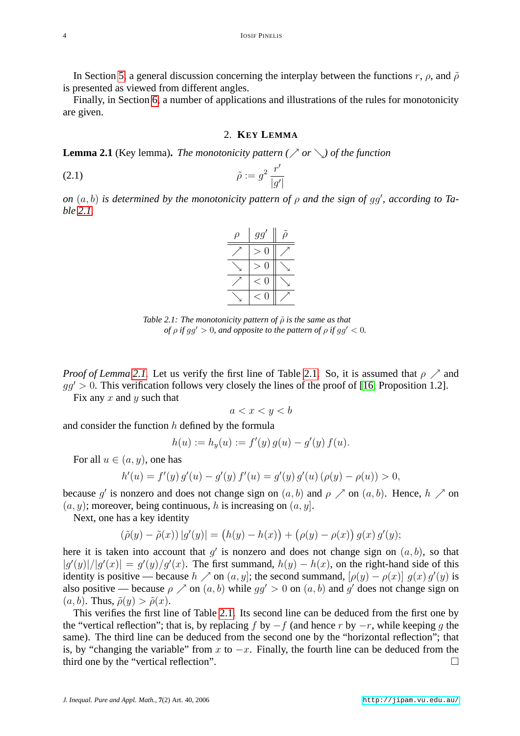In Section 5, a general discussion concerning the interplay between the functions $r$, $\rho$, and $\tilde{\rho}$ is presented as viewed from different angles.

Finally, in Section 6, a number of applications and illustrations of the rules for monotonicity are given.

## 2. Key Lemma

**Lemma 2.1** (Key lemma)**.** *The monotonicity pattern ($\nearrow$ or $\searrow$) of the function*

$$\tilde{\rho} := g^2 \, \frac{r'}{|g'|} \tag{2.1}$$

*on $(a, b)$ is determined by the monotonicity pattern of $\rho$ and the sign of $gg'$, according to Table 2.1.*

| $\rho$ | $gg'$ | $\tilde{\rho}$ |
|---|---|---|
| $\nearrow$ | $> 0$ | $\nearrow$ |
| $\searrow$ | $> 0$ | $\searrow$ |
| $\nearrow$ | $< 0$ | $\searrow$ |
| $\searrow$ | $< 0$ | $\nearrow$ |

*Table 2.1: The monotonicity pattern of $\tilde{\rho}$ is the same as that of $\rho$ if $gg' > 0$, and opposite to the pattern of $\rho$ if $gg' < 0$.*

*Proof of Lemma 2.1.* Let us verify the first line of Table 2.1. So, it is assumed that $\rho \nearrow$ and $gg' > 0$. This verification follows very closely the lines of the proof of [16, Proposition 1.2].

Fix any $x$ and $y$ such that

$$a < x < y < b$$

and consider the function $h$ defined by the formula

$$h(u) := h_y(u) := f'(y)\, g(u) - g'(y)\, f(u).$$

For all $u \in (a, y)$, one has

$$h'(u) = f'(y)\, g'(u) - g'(y)\, f'(u) = g'(y)\, g'(u)\, (\rho(y) - \rho(u)) > 0,$$

because $g'$ is nonzero and does not change sign on $(a, b)$ and $\rho \nearrow$ on $(a, b)$. Hence, $h \nearrow$ on $(a, y)$; moreover, being continuous, $h$ is increasing on $(a, y]$.

Next, one has a key identity

$$(\tilde{\rho}(y) - \tilde{\rho}(x))\, |g'(y)| = \big(h(y) - h(x)\big) + \big(\rho(y) - \rho(x)\big)\, g(x)\, g'(y);$$

here it is taken into account that $g'$ is nonzero and does not change sign on $(a, b)$, so that $|g'(y)|/|g'(x)| = g'(y)/g'(x)$. The first summand, $h(y) - h(x)$, on the right-hand side of this identity is positive — because $h \nearrow$ on $(a, y]$; the second summand, $[\rho(y) - \rho(x)]\; g(x)\, g'(y)$ is also positive — because $\rho \nearrow$ on $(a, b)$ while $gg' > 0$ on $(a, b)$ and $g'$ does not change sign on $(a, b)$. Thus, $\tilde{\rho}(y) > \tilde{\rho}(x)$.

This verifies the first line of Table 2.1. Its second line can be deduced from the first one by the "vertical reflection"; that is, by replacing $f$ by $-f$ (and hence $r$ by $-r$, while keeping $g$ the same). The third line can be deduced from the second one by the "horizontal reflection"; that is, by "changing the variable" from $x$ to $-x$. Finally, the fourth line can be deduced from the third one by the "vertical reflection". $\square$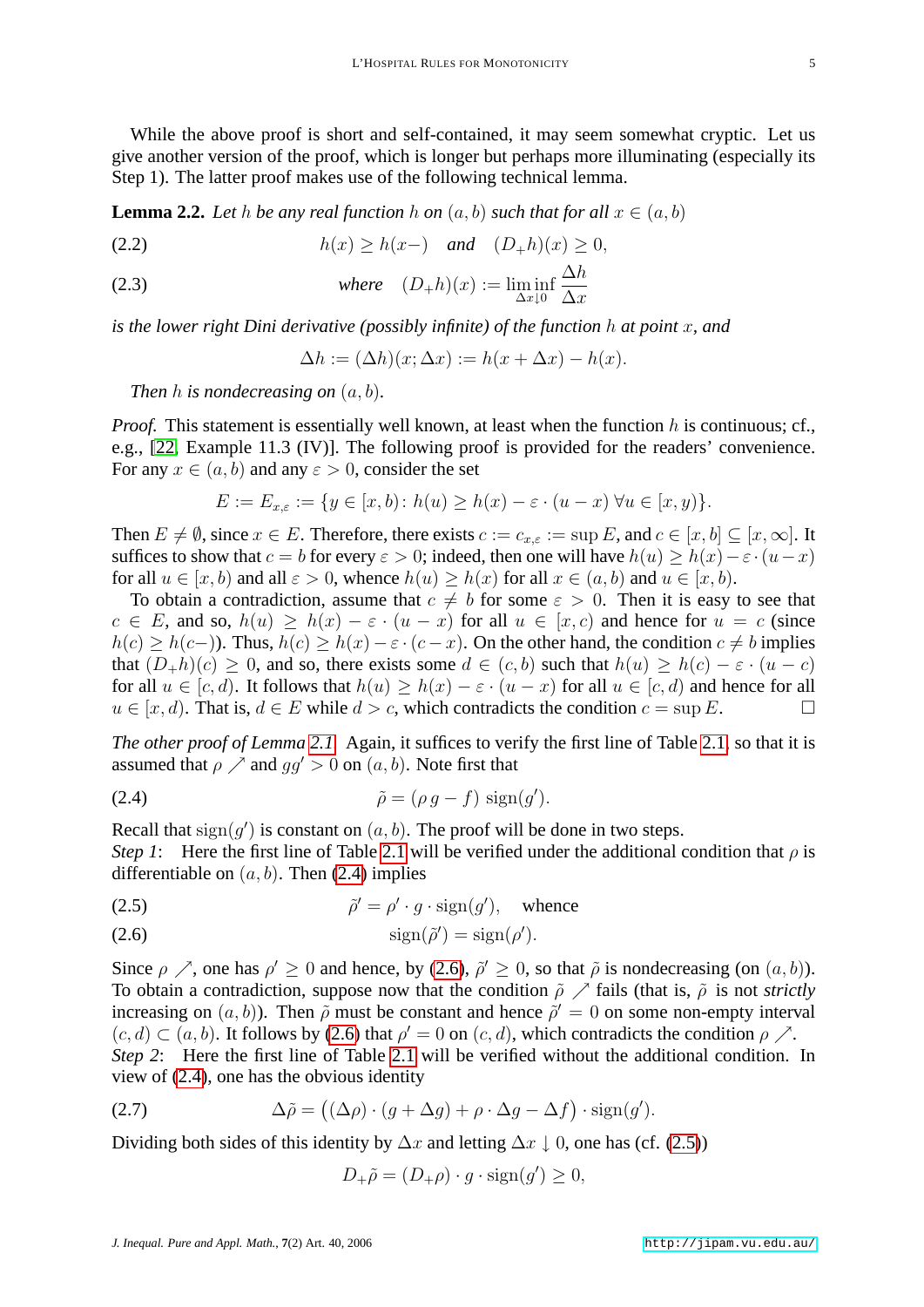While the above proof is short and self-contained, it may seem somewhat cryptic. Let us give another version of the proof, which is longer but perhaps more illuminating (especially its Step 1). The latter proof makes use of the following technical lemma.

**Lemma 2.2.** *Let $h$ be any real function $h$ on $(a,b)$ such that for all $x \in (a,b)$*

$$h(x) \geq h(x-) \quad \textit{and} \quad (D_+h)(x) \geq 0, \tag{2.2}$$

$$\textit{where} \quad (D_+h)(x) := \liminf_{\Delta x \downarrow 0} \frac{\Delta h}{\Delta x} \tag{2.3}$$

*is the lower right Dini derivative (possibly infinite) of the function $h$ at point $x$, and*

$$\Delta h := (\Delta h)(x; \Delta x) := h(x + \Delta x) - h(x).$$

*Then $h$ is nondecreasing on $(a,b)$.*

*Proof.* This statement is essentially well known, at least when the function $h$ is continuous; cf., e.g., [22, Example 11.3 (IV)]. The following proof is provided for the readers' convenience. For any $x \in (a,b)$ and any $\varepsilon > 0$, consider the set

$$E := E_{x,\varepsilon} := \{y \in [x,b) \colon h(u) \geq h(x) - \varepsilon \cdot (u - x) \; \forall u \in [x,y)\}.$$

Then $E \neq \emptyset$, since $x \in E$. Therefore, there exists $c := c_{x,\varepsilon} := \sup E$, and $c \in [x,b] \subseteq [x,\infty]$. It suffices to show that $c = b$ for every $\varepsilon > 0$; indeed, then one will have $h(u) \geq h(x) - \varepsilon \cdot (u-x)$ for all $u \in [x,b)$ and all $\varepsilon > 0$, whence $h(u) \geq h(x)$ for all $x \in (a,b)$ and $u \in [x,b)$.

To obtain a contradiction, assume that $c \neq b$ for some $\varepsilon > 0$. Then it is easy to see that $c \in E$, and so, $h(u) \geq h(x) - \varepsilon \cdot (u - x)$ for all $u \in [x,c)$ and hence for $u = c$ (since $h(c) \geq h(c-)$). Thus, $h(c) \geq h(x) - \varepsilon \cdot (c - x)$. On the other hand, the condition $c \neq b$ implies that $(D_+h)(c) \geq 0$, and so, there exists some $d \in (c,b)$ such that $h(u) \geq h(c) - \varepsilon \cdot (u - c)$ for all $u \in [c,d)$. It follows that $h(u) \geq h(x) - \varepsilon \cdot (u - x)$ for all $u \in [c,d)$ and hence for all $u \in [x,d)$. That is, $d \in E$ while $d > c$, which contradicts the condition $c = \sup E$. ☐

*The other proof of Lemma 2.1.* Again, it suffices to verify the first line of Table 2.1, so that it is assumed that $\rho \nearrow$ and $gg' > 0$ on $(a,b)$. Note first that

$$\tilde{\rho} = (\rho\, g - f)\; \mathrm{sign}(g'). \tag{2.4}$$

Recall that $\mathrm{sign}(g')$ is constant on $(a,b)$. The proof will be done in two steps.

*Step 1*: Here the first line of Table 2.1 will be verified under the additional condition that $\rho$ is differentiable on $(a,b)$. Then (2.4) implies

$$\tilde{\rho}' = \rho' \cdot g \cdot \mathrm{sign}(g'), \quad \text{whence} \tag{2.5}$$

$$\mathrm{sign}(\tilde{\rho}') = \mathrm{sign}(\rho'). \tag{2.6}$$

Since $\rho \nearrow$, one has $\rho' \geq 0$ and hence, by (2.6), $\tilde{\rho}' \geq 0$, so that $\tilde{\rho}$ is nondecreasing (on $(a,b)$). To obtain a contradiction, suppose now that the condition $\tilde{\rho} \nearrow$ fails (that is, $\tilde{\rho}$ is not *strictly* increasing on $(a,b)$). Then $\tilde{\rho}$ must be constant and hence $\tilde{\rho}' = 0$ on some non-empty interval $(c,d) \subset (a,b)$. It follows by (2.6) that $\rho' = 0$ on $(c,d)$, which contradicts the condition $\rho \nearrow$.

*Step 2*: Here the first line of Table 2.1 will be verified without the additional condition. In view of (2.4), one has the obvious identity

$$\Delta\tilde{\rho} = \big((\Delta\rho) \cdot (g + \Delta g) + \rho \cdot \Delta g - \Delta f\big) \cdot \mathrm{sign}(g'). \tag{2.7}$$

Dividing both sides of this identity by $\Delta x$ and letting $\Delta x \downarrow 0$, one has (cf. (2.5))

$$D_+\tilde{\rho} = (D_+\rho) \cdot g \cdot \mathrm{sign}(g') \geq 0,$$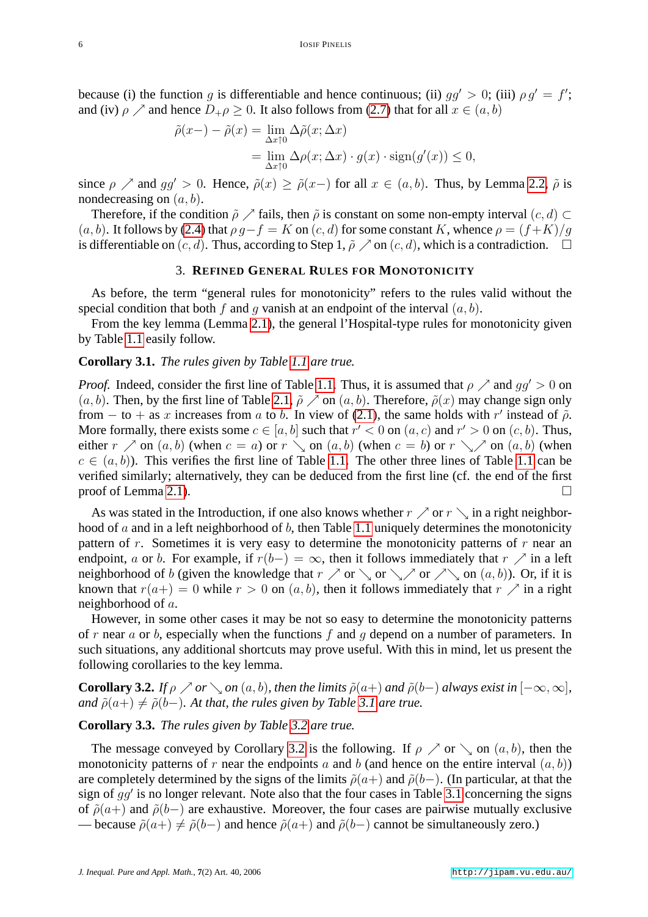because (i) the function $g$ is differentiable and hence continuous; (ii) $gg' > 0$; (iii) $\rho\, g' = f'$; and (iv) $\rho \nearrow$ and hence $D_+\rho \geq 0$. It also follows from (2.7) that for all $x \in (a,b)$

$$\begin{aligned}\tilde\rho(x-) - \tilde\rho(x) &= \lim_{\Delta x \uparrow 0} \Delta\tilde\rho(x;\Delta x) \\ &= \lim_{\Delta x \uparrow 0} \Delta\rho(x;\Delta x)\cdot g(x)\cdot \operatorname{sign}(g'(x)) \leq 0,\end{aligned}$$

since $\rho \nearrow$ and $gg' > 0$. Hence, $\tilde\rho(x) \geq \tilde\rho(x-)$ for all $x \in (a,b)$. Thus, by Lemma 2.2, $\tilde\rho$ is nondecreasing on $(a,b)$.

Therefore, if the condition $\tilde\rho \nearrow$ fails, then $\tilde\rho$ is constant on some non-empty interval $(c,d) \subset (a,b)$. It follows by (2.4) that $\rho\, g - f = K$ on $(c,d)$ for some constant $K$, whence $\rho = (f+K)/g$ is differentiable on $(c,d)$. Thus, according to Step 1, $\tilde\rho \nearrow$ on $(c,d)$, which is a contradiction. □

## 3. Refined General Rules for Monotonicity

As before, the term "general rules for monotonicity" refers to the rules valid without the special condition that both $f$ and $g$ vanish at an endpoint of the interval $(a,b)$.

From the key lemma (Lemma 2.1), the general l'Hospital-type rules for monotonicity given by Table 1.1 easily follow.

**Corollary 3.1.** *The rules given by Table 1.1 are true.*

*Proof.* Indeed, consider the first line of Table 1.1. Thus, it is assumed that $\rho \nearrow$ and $gg' > 0$ on $(a,b)$. Then, by the first line of Table 2.1, $\tilde\rho \nearrow$ on $(a,b)$. Therefore, $\tilde\rho(x)$ may change sign only from $-$ to $+$ as $x$ increases from $a$ to $b$. In view of (2.1), the same holds with $r'$ instead of $\tilde\rho$. More formally, there exists some $c \in [a,b]$ such that $r' < 0$ on $(a,c)$ and $r' > 0$ on $(c,b)$. Thus, either $r \nearrow$ on $(a,b)$ (when $c = a$) or $r \searrow$ on $(a,b)$ (when $c = b$) or $r \searrow\!\nearrow$ on $(a,b)$ (when $c \in (a,b)$). This verifies the first line of Table 1.1. The other three lines of Table 1.1 can be verified similarly; alternatively, they can be deduced from the first line (cf. the end of the first proof of Lemma 2.1). □

As was stated in the Introduction, if one also knows whether $r \nearrow$ or $r \searrow$ in a right neighborhood of $a$ and in a left neighborhood of $b$, then Table 1.1 uniquely determines the monotonicity pattern of $r$. Sometimes it is very easy to determine the monotonicity patterns of $r$ near an endpoint, $a$ or $b$. For example, if $r(b-) = \infty$, then it follows immediately that $r \nearrow$ in a left neighborhood of $b$ (given the knowledge that $r \nearrow$ or $\searrow$ or $\searrow\!\nearrow$ or $\nearrow\!\searrow$ on $(a,b)$). Or, if it is known that $r(a+) = 0$ while $r > 0$ on $(a,b)$, then it follows immediately that $r \nearrow$ in a right neighborhood of $a$.

However, in some other cases it may be not so easy to determine the monotonicity patterns of $r$ near $a$ or $b$, especially when the functions $f$ and $g$ depend on a number of parameters. In such situations, any additional shortcuts may prove useful. With this in mind, let us present the following corollaries to the key lemma.

**Corollary 3.2.** *If $\rho \nearrow$ or $\searrow$ on $(a,b)$, then the limits $\tilde\rho(a+)$ and $\tilde\rho(b-)$ always exist in $[-\infty,\infty]$, and $\tilde\rho(a+) \neq \tilde\rho(b-)$. At that, the rules given by Table 3.1 are true.*

**Corollary 3.3.** *The rules given by Table 3.2 are true.*

The message conveyed by Corollary 3.2 is the following. If $\rho \nearrow$ or $\searrow$ on $(a,b)$, then the monotonicity patterns of $r$ near the endpoints $a$ and $b$ (and hence on the entire interval $(a,b)$) are completely determined by the signs of the limits $\tilde\rho(a+)$ and $\tilde\rho(b-)$. (In particular, at that the sign of $gg'$ is no longer relevant. Note also that the four cases in Table 3.1 concerning the signs of $\tilde\rho(a+)$ and $\tilde\rho(b-)$ are exhaustive. Moreover, the four cases are pairwise mutually exclusive — because $\tilde\rho(a+) \neq \tilde\rho(b-)$ and hence $\tilde\rho(a+)$ and $\tilde\rho(b-)$ cannot be simultaneously zero.)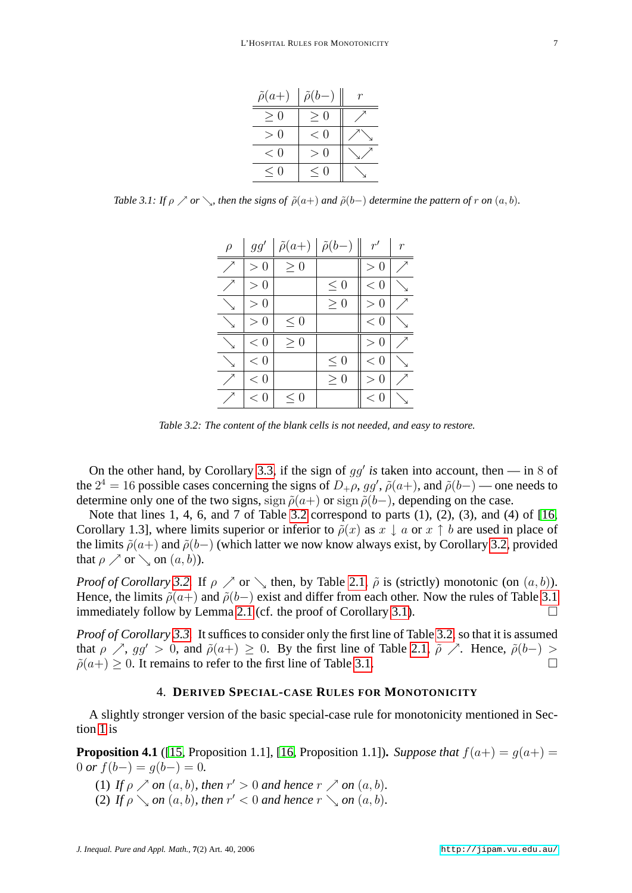| $\tilde\rho(a+)$ | $\tilde\rho(b-)$ | $r$ |
|---|---|---|
| $\ge 0$ | $\ge 0$ | $\nearrow$ |
| $> 0$ | $< 0$ | $\nearrow\searrow$ |
| $< 0$ | $> 0$ | $\searrow\nearrow$ |
| $\le 0$ | $\le 0$ | $\searrow$ |

*Table 3.1: If $\rho \nearrow$ or $\searrow$, then the signs of $\tilde\rho(a+)$ and $\tilde\rho(b-)$ determine the pattern of $r$ on $(a, b)$.*

| $\rho$ | $gg'$ | $\tilde\rho(a+)$ | $\tilde\rho(b-)$ | $r'$ | $r$ |
|---|---|---|---|---|---|
| $\nearrow$ | $> 0$ | $\ge 0$ | | $> 0$ | $\nearrow$ |
| $\nearrow$ | $> 0$ | | $\le 0$ | $< 0$ | $\searrow$ |
| $\searrow$ | $> 0$ | | $\ge 0$ | $> 0$ | $\nearrow$ |
| $\searrow$ | $> 0$ | $\le 0$ | | $< 0$ | $\searrow$ |
| $\searrow$ | $< 0$ | $\ge 0$ | | $> 0$ | $\nearrow$ |
| $\searrow$ | $< 0$ | | $\le 0$ | $< 0$ | $\searrow$ |
| $\nearrow$ | $< 0$ | | $\ge 0$ | $> 0$ | $\nearrow$ |
| $\nearrow$ | $< 0$ | $\le 0$ | | $< 0$ | $\searrow$ |

*Table 3.2: The content of the blank cells is not needed, and easy to restore.*

On the other hand, by Corollary 3.3, if the sign of $gg'$ *is* taken into account, then — in $8$ of the $2^4 = 16$ possible cases concerning the signs of $D_+\rho$, $gg'$, $\tilde\rho(a+)$, and $\tilde\rho(b-)$ — one needs to determine only one of the two signs, $\operatorname{sign}\tilde\rho(a+)$ or $\operatorname{sign}\tilde\rho(b-)$, depending on the case.

Note that lines 1, 4, 6, and 7 of Table 3.2 correspond to parts (1), (2), (3), and (4) of [16, Corollary 1.3], where limits superior or inferior to $\tilde\rho(x)$ as $x \downarrow a$ or $x \uparrow b$ are used in place of the limits $\tilde\rho(a+)$ and $\tilde\rho(b-)$ (which latter we now know always exist, by Corollary 3.2, provided that $\rho \nearrow$ or $\searrow$ on $(a, b)$).

*Proof of Corollary 3.2.* If $\rho \nearrow$ or $\searrow$ then, by Table 2.1, $\tilde\rho$ is (strictly) monotonic (on $(a, b)$). Hence, the limits $\tilde\rho(a+)$ and $\tilde\rho(b-)$ exist and differ from each other. Now the rules of Table 3.1 immediately follow by Lemma 2.1 (cf. the proof of Corollary 3.1). □

*Proof of Corollary 3.3.* It suffices to consider only the first line of Table 3.2, so that it is assumed that $\rho \nearrow$, $gg' > 0$, and $\tilde\rho(a+) \ge 0$. By the first line of Table 2.1, $\tilde\rho \nearrow$. Hence, $\tilde\rho(b-) > \tilde\rho(a+) \ge 0$. It remains to refer to the first line of Table 3.1. □

## 4. Derived Special-Case Rules for Monotonicity

A slightly stronger version of the basic special-case rule for monotonicity mentioned in Section 1 is

**Proposition 4.1** ([15, Proposition 1.1], [16, Proposition 1.1]). *Suppose that $f(a+) = g(a+) = 0$ or $f(b-) = g(b-) = 0$.*

1. *If $\rho \nearrow$ on $(a, b)$, then $r' > 0$ and hence $r \nearrow$ on $(a, b)$.*
2. *If $\rho \searrow$ on $(a, b)$, then $r' < 0$ and hence $r \searrow$ on $(a, b)$.*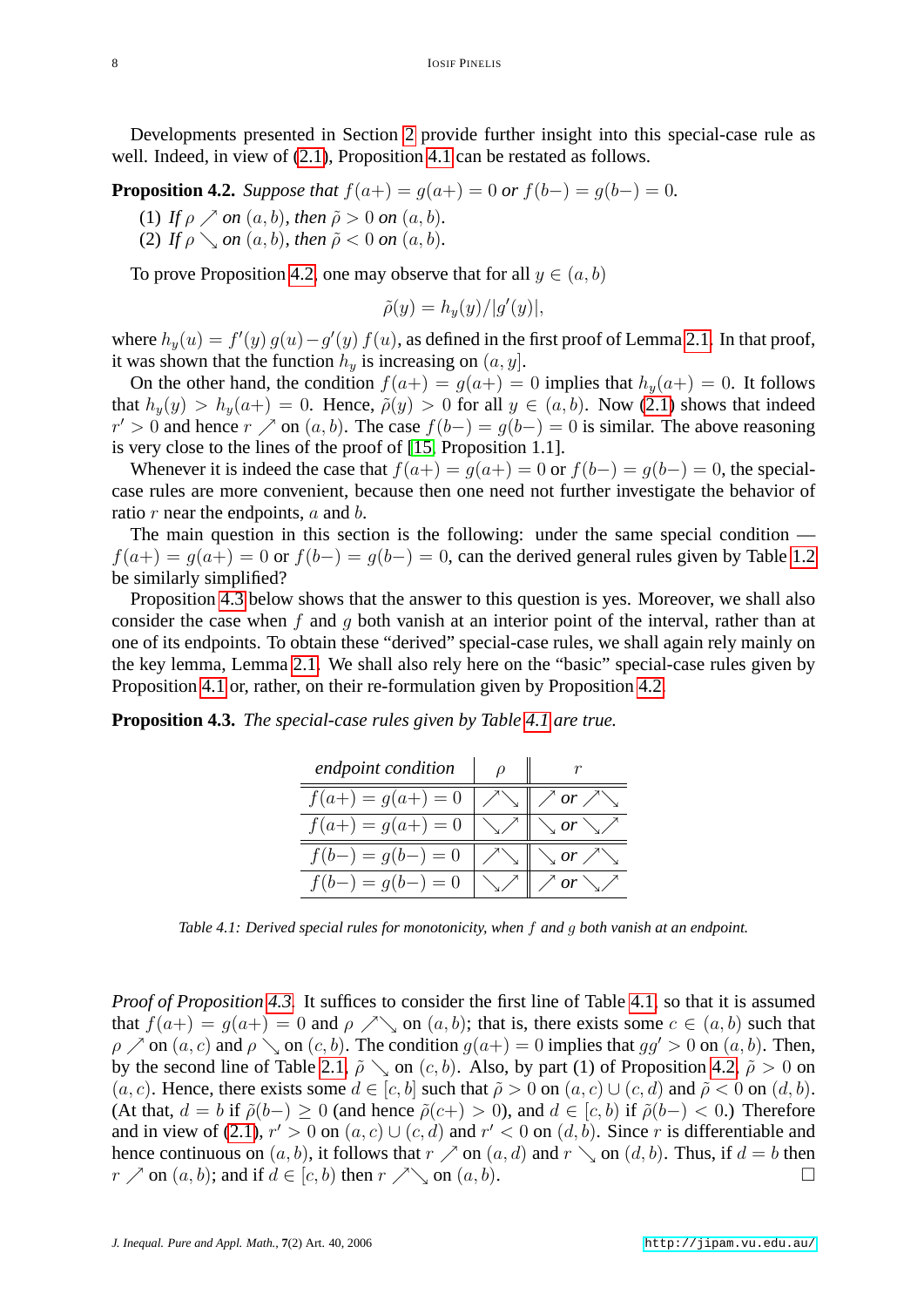Developments presented in Section 2 provide further insight into this special-case rule as well. Indeed, in view of (2.1), Proposition 4.1 can be restated as follows.

**Proposition 4.2.** *Suppose that $f(a+) = g(a+) = 0$ or $f(b-) = g(b-) = 0$.*

1. *If $\rho \nearrow$ on $(a, b)$, then $\tilde{\rho} > 0$ on $(a, b)$.*
2. *If $\rho \searrow$ on $(a, b)$, then $\tilde{\rho} < 0$ on $(a, b)$.*

To prove Proposition 4.2, one may observe that for all $y \in (a, b)$

$$\tilde{\rho}(y) = h_y(y)/|g'(y)|,$$

where $h_y(u) = f'(y)\, g(u) - g'(y)\, f(u)$, as defined in the first proof of Lemma 2.1. In that proof, it was shown that the function $h_y$ is increasing on $(a, y]$.

On the other hand, the condition $f(a+) = g(a+) = 0$ implies that $h_y(a+) = 0$. It follows that $h_y(y) > h_y(a+) = 0$. Hence, $\tilde{\rho}(y) > 0$ for all $y \in (a, b)$. Now (2.1) shows that indeed $r' > 0$ and hence $r \nearrow$ on $(a, b)$. The case $f(b-) = g(b-) = 0$ is similar. The above reasoning is very close to the lines of the proof of [15, Proposition 1.1].

Whenever it is indeed the case that $f(a+) = g(a+) = 0$ or $f(b-) = g(b-) = 0$, the special-case rules are more convenient, because then one need not further investigate the behavior of ratio $r$ near the endpoints, $a$ and $b$.

The main question in this section is the following: under the same special condition — $f(a+) = g(a+) = 0$ or $f(b-) = g(b-) = 0$, can the derived general rules given by Table 1.2 be similarly simplified?

Proposition 4.3 below shows that the answer to this question is yes. Moreover, we shall also consider the case when $f$ and $g$ both vanish at an interior point of the interval, rather than at one of its endpoints. To obtain these "derived" special-case rules, we shall again rely mainly on the key lemma, Lemma 2.1. We shall also rely here on the "basic" special-case rules given by Proposition 4.1 or, rather, on their re-formulation given by Proposition 4.2.

**Proposition 4.3.** *The special-case rules given by Table 4.1 are true.*

| *endpoint condition* | $\rho$ | $r$ |
|---|---|---|
| $f(a+) = g(a+) = 0$ | $\nearrow\searrow$ | $\nearrow$ *or* $\nearrow\searrow$ |
| $f(a+) = g(a+) = 0$ | $\searrow\nearrow$ | $\searrow$ *or* $\searrow\nearrow$ |
| $f(b-) = g(b-) = 0$ | $\nearrow\searrow$ | $\searrow$ *or* $\nearrow\searrow$ |
| $f(b-) = g(b-) = 0$ | $\searrow\nearrow$ | $\nearrow$ *or* $\searrow\nearrow$ |

*Table 4.1: Derived special rules for monotonicity, when $f$ and $g$ both vanish at an endpoint.*

*Proof of Proposition 4.3.* It suffices to consider the first line of Table 4.1, so that it is assumed that $f(a+) = g(a+) = 0$ and $\rho \nearrow\searrow$ on $(a, b)$; that is, there exists some $c \in (a, b)$ such that $\rho \nearrow$ on $(a, c)$ and $\rho \searrow$ on $(c, b)$. The condition $g(a+) = 0$ implies that $gg' > 0$ on $(a, b)$. Then, by the second line of Table 2.1, $\tilde{\rho} \searrow$ on $(c, b)$. Also, by part (1) of Proposition 4.2, $\tilde{\rho} > 0$ on $(a, c)$. Hence, there exists some $d \in [c, b]$ such that $\tilde{\rho} > 0$ on $(a, c) \cup (c, d)$ and $\tilde{\rho} < 0$ on $(d, b)$. (At that, $d = b$ if $\tilde{\rho}(b-) \geq 0$ (and hence $\tilde{\rho}(c+) > 0$), and $d \in [c, b)$ if $\tilde{\rho}(b-) < 0$.) Therefore and in view of (2.1), $r' > 0$ on $(a, c) \cup (c, d)$ and $r' < 0$ on $(d, b)$. Since $r$ is differentiable and hence continuous on $(a, b)$, it follows that $r \nearrow$ on $(a, d)$ and $r \searrow$ on $(d, b)$. Thus, if $d = b$ then $r \nearrow$ on $(a, b)$; and if $d \in [c, b)$ then $r \nearrow\searrow$ on $(a, b)$. $\square$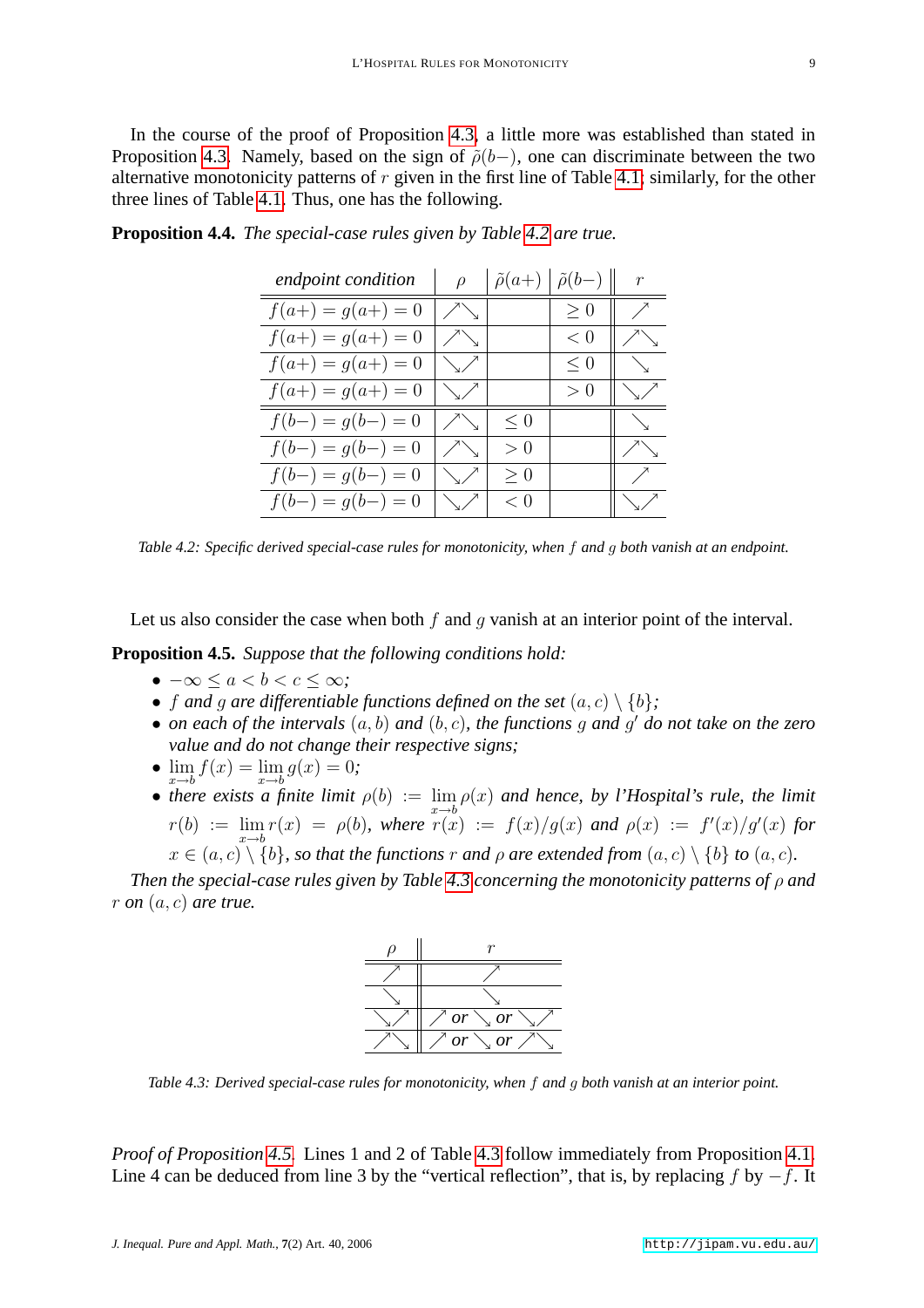In the course of the proof of Proposition 4.3, a little more was established than stated in Proposition 4.3. Namely, based on the sign of $\tilde{\rho}(b-)$, one can discriminate between the two alternative monotonicity patterns of $r$ given in the first line of Table 4.1; similarly, for the other three lines of Table 4.1. Thus, one has the following.

**Proposition 4.4.** *The special-case rules given by Table 4.2 are true.*

| *endpoint condition* | $\rho$ | $\tilde{\rho}(a+)$ | $\tilde{\rho}(b-)$ | $r$ |
|---|---|---|---|---|
| $f(a+) = g(a+) = 0$ | $\nearrow\searrow$ | | $\geq 0$ | $\nearrow$ |
| $f(a+) = g(a+) = 0$ | $\nearrow\searrow$ | | $< 0$ | $\nearrow\searrow$ |
| $f(a+) = g(a+) = 0$ | $\searrow\nearrow$ | | $\leq 0$ | $\searrow$ |
| $f(a+) = g(a+) = 0$ | $\searrow\nearrow$ | | $> 0$ | $\searrow\nearrow$ |
| $f(b-) = g(b-) = 0$ | $\nearrow\searrow$ | $\leq 0$ | | $\searrow$ |
| $f(b-) = g(b-) = 0$ | $\nearrow\searrow$ | $> 0$ | | $\nearrow\searrow$ |
| $f(b-) = g(b-) = 0$ | $\searrow\nearrow$ | $\geq 0$ | | $\nearrow$ |
| $f(b-) = g(b-) = 0$ | $\searrow\nearrow$ | $< 0$ | | $\searrow\nearrow$ |

*Table 4.2: Specific derived special-case rules for monotonicity, when $f$ and $g$ both vanish at an endpoint.*

Let us also consider the case when both $f$ and $g$ vanish at an interior point of the interval.

**Proposition 4.5.** *Suppose that the following conditions hold:*

- $-\infty \leq a < b < c \leq \infty$;
- *$f$ and $g$ are differentiable functions defined on the set $(a, c) \setminus \{b\}$;*
- *on each of the intervals $(a, b)$ and $(b, c)$, the functions $g$ and $g'$ do not take on the zero value and do not change their respective signs;*
- $\lim_{x \to b} f(x) = \lim_{x \to b} g(x) = 0$;
- *there exists a finite limit $\rho(b) := \lim_{x \to b} \rho(x)$ and hence, by l'Hospital's rule, the limit $r(b) := \lim_{x \to b} r(x) = \rho(b)$, where $r(x) := f(x)/g(x)$ and $\rho(x) := f'(x)/g'(x)$ for $x \in (a, c) \setminus \{b\}$, so that the functions $r$ and $\rho$ are extended from $(a, c) \setminus \{b\}$ to $(a, c)$.*

*Then the special-case rules given by Table 4.3 concerning the monotonicity patterns of $\rho$ and $r$ on $(a, c)$ are true.*

| $\rho$ | $r$ |
|---|---|
| $\nearrow$ | $\nearrow$ |
| $\searrow$ | $\searrow$ |
| $\searrow\nearrow$ | $\nearrow$ *or* $\searrow$ *or* $\searrow\nearrow$ |
| $\nearrow\searrow$ | $\nearrow$ *or* $\searrow$ *or* $\nearrow\searrow$ |

*Table 4.3: Derived special-case rules for monotonicity, when $f$ and $g$ both vanish at an interior point.*

*Proof of Proposition 4.5.* Lines 1 and 2 of Table 4.3 follow immediately from Proposition 4.1. Line 4 can be deduced from line 3 by the "vertical reflection", that is, by replacing $f$ by $-f$. It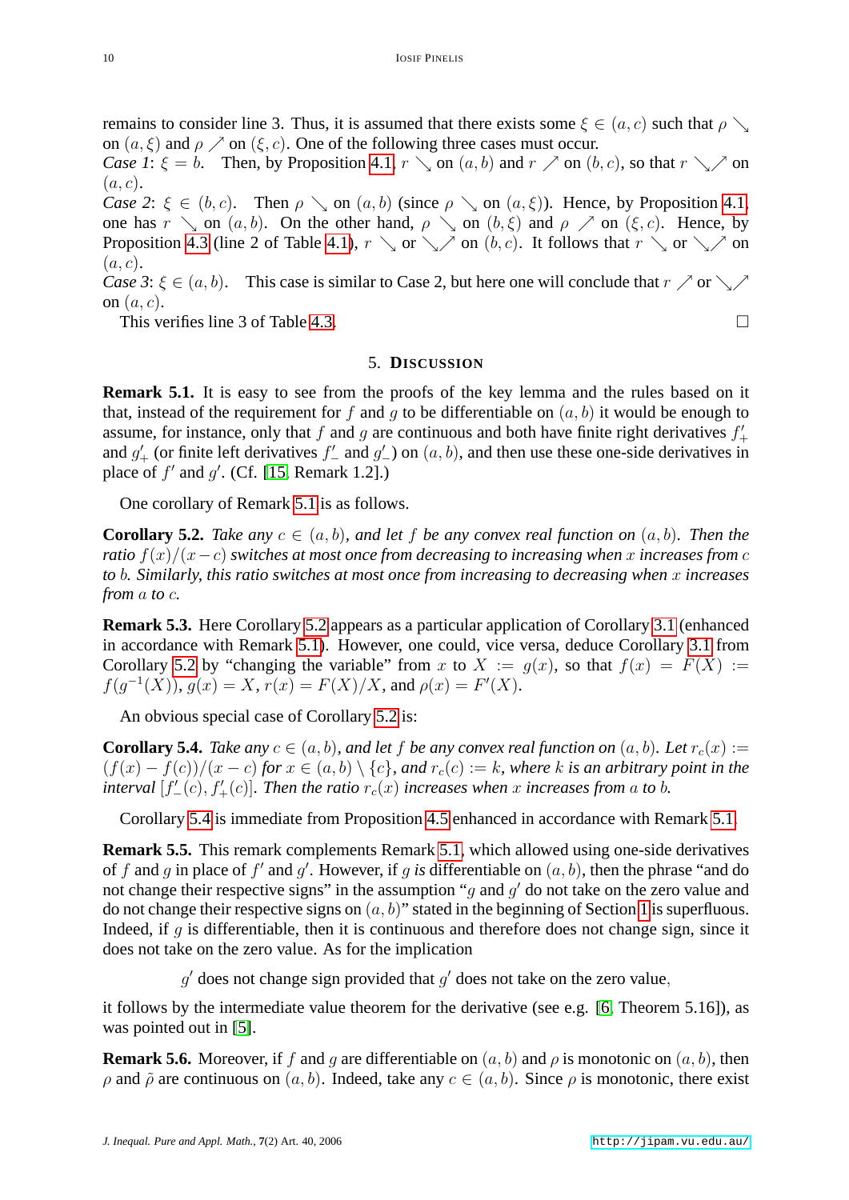remains to consider line 3. Thus, it is assumed that there exists some $\xi \in (a, c)$ such that $\rho \searrow$ on $(a, \xi)$ and $\rho \nearrow$ on $(\xi, c)$. One of the following three cases must occur.

*Case 1*: $\xi = b$. Then, by Proposition 4.1, $r \searrow$ on $(a, b)$ and $r \nearrow$ on $(b, c)$, so that $r \searrow\nearrow$ on $(a, c)$.

*Case 2*: $\xi \in (b, c)$. Then $\rho \searrow$ on $(a, b)$ (since $\rho \searrow$ on $(a, \xi)$). Hence, by Proposition 4.1, one has $r \searrow$ on $(a, b)$. On the other hand, $\rho \searrow$ on $(b, \xi)$ and $\rho \nearrow$ on $(\xi, c)$. Hence, by Proposition 4.3 (line 2 of Table 4.1), $r \searrow$ or $\searrow\nearrow$ on $(b, c)$. It follows that $r \searrow$ or $\searrow\nearrow$ on $(a, c)$.

*Case 3*: $\xi \in (a, b)$. This case is similar to Case 2, but here one will conclude that $r \nearrow$ or $\searrow\nearrow$ on $(a, c)$.

This verifies line 3 of Table 4.3. □

## 5. Discussion

**Remark 5.1.** It is easy to see from the proofs of the key lemma and the rules based on it that, instead of the requirement for $f$ and $g$ to be differentiable on $(a, b)$ it would be enough to assume, for instance, only that $f$ and $g$ are continuous and both have finite right derivatives $f'_+$ and $g'_+$ (or finite left derivatives $f'_-$ and $g'_-$) on $(a, b)$, and then use these one-side derivatives in place of $f'$ and $g'$. (Cf. [15, Remark 1.2].)

One corollary of Remark 5.1 is as follows.

**Corollary 5.2.** *Take any $c \in (a, b)$, and let $f$ be any convex real function on $(a, b)$. Then the ratio $f(x)/(x - c)$ switches at most once from decreasing to increasing when $x$ increases from $c$ to $b$. Similarly, this ratio switches at most once from increasing to decreasing when $x$ increases from $a$ to $c$.*

**Remark 5.3.** Here Corollary 5.2 appears as a particular application of Corollary 3.1 (enhanced in accordance with Remark 5.1). However, one could, vice versa, deduce Corollary 3.1 from Corollary 5.2 by "changing the variable" from $x$ to $X := g(x)$, so that $f(x) = F(X) := f(g^{-1}(X))$, $g(x) = X$, $r(x) = F(X)/X$, and $\rho(x) = F'(X)$.

An obvious special case of Corollary 5.2 is:

**Corollary 5.4.** *Take any $c \in (a, b)$, and let $f$ be any convex real function on $(a, b)$. Let $r_c(x) := (f(x) - f(c))/(x - c)$ for $x \in (a, b) \setminus \{c\}$, and $r_c(c) := k$, where $k$ is an arbitrary point in the interval $[f'_-(c), f'_+(c)]$. Then the ratio $r_c(x)$ increases when $x$ increases from $a$ to $b$.*

Corollary 5.4 is immediate from Proposition 4.5 enhanced in accordance with Remark 5.1.

**Remark 5.5.** This remark complements Remark 5.1, which allowed using one-side derivatives of $f$ and $g$ in place of $f'$ and $g'$. However, if $g$ *is* differentiable on $(a, b)$, then the phrase "and do not change their respective signs" in the assumption "$g$ and $g'$ do not take on the zero value and do not change their respective signs on $(a, b)$" stated in the beginning of Section 1 is superfluous. Indeed, if $g$ is differentiable, then it is continuous and therefore does not change sign, since it does not take on the zero value. As for the implication

$$g' \text{ does not change sign provided that } g' \text{ does not take on the zero value},$$

it follows by the intermediate value theorem for the derivative (see e.g. [6, Theorem 5.16]), as was pointed out in [5].

**Remark 5.6.** Moreover, if $f$ and $g$ are differentiable on $(a, b)$ and $\rho$ is monotonic on $(a, b)$, then $\rho$ and $\tilde{\rho}$ are continuous on $(a, b)$. Indeed, take any $c \in (a, b)$. Since $\rho$ is monotonic, there exist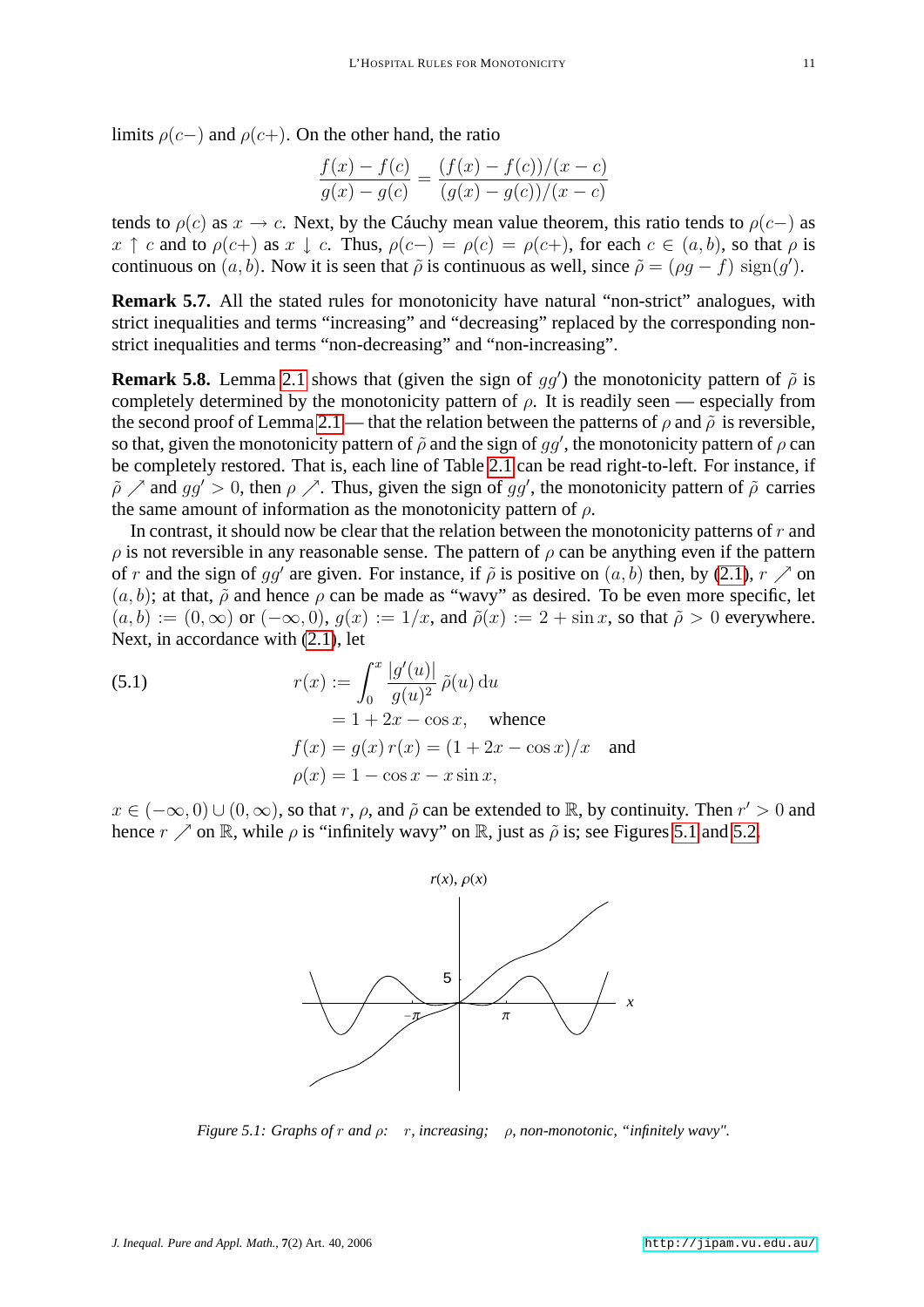limits $\rho(c-)$ and $\rho(c+)$. On the other hand, the ratio

$$\frac{f(x)-f(c)}{g(x)-g(c)} = \frac{(f(x)-f(c))/(x-c)}{(g(x)-g(c))/(x-c)}$$

tends to $\rho(c)$ as $x \to c$. Next, by the Cáuchy mean value theorem, this ratio tends to $\rho(c-)$ as $x \uparrow c$ and to $\rho(c+)$ as $x \downarrow c$. Thus, $\rho(c-) = \rho(c) = \rho(c+)$, for each $c \in (a,b)$, so that $\rho$ is continuous on $(a,b)$. Now it is seen that $\tilde{\rho}$ is continuous as well, since $\tilde{\rho} = (\rho g - f)\,\mathrm{sign}(g')$.

**Remark 5.7.** All the stated rules for monotonicity have natural "non-strict" analogues, with strict inequalities and terms "increasing" and "decreasing" replaced by the corresponding non-strict inequalities and terms "non-decreasing" and "non-increasing".

**Remark 5.8.** Lemma 2.1 shows that (given the sign of $gg'$) the monotonicity pattern of $\tilde{\rho}$ is completely determined by the monotonicity pattern of $\rho$. It is readily seen — especially from the second proof of Lemma 2.1 — that the relation between the patterns of $\rho$ and $\tilde{\rho}$ is reversible, so that, given the monotonicity pattern of $\tilde{\rho}$ and the sign of $gg'$, the monotonicity pattern of $\rho$ can be completely restored. That is, each line of Table 2.1 can be read right-to-left. For instance, if $\tilde{\rho} \nearrow$ and $gg' > 0$, then $\rho \nearrow$. Thus, given the sign of $gg'$, the monotonicity pattern of $\tilde{\rho}$ carries the same amount of information as the monotonicity pattern of $\rho$.

In contrast, it should now be clear that the relation between the monotonicity patterns of $r$ and $\rho$ is not reversible in any reasonable sense. The pattern of $\rho$ can be anything even if the pattern of $r$ and the sign of $gg'$ are given. For instance, if $\tilde{\rho}$ is positive on $(a,b)$ then, by (2.1), $r \nearrow$ on $(a,b)$; at that, $\tilde{\rho}$ and hence $\rho$ can be made as "wavy" as desired. To be even more specific, let $(a,b) := (0,\infty)$ or $(-\infty,0)$, $g(x) := 1/x$, and $\tilde{\rho}(x) := 2 + \sin x$, so that $\tilde{\rho} > 0$ everywhere. Next, in accordance with (2.1), let

$$\begin{aligned}
r(x) &:= \int_0^x \frac{|g'(u)|}{g(u)^2}\,\tilde{\rho}(u)\,\mathrm{d}u \\
&= 1 + 2x - \cos x, \quad \text{whence} \\
f(x) &= g(x)\,r(x) = (1 + 2x - \cos x)/x \quad \text{and} \\
\rho(x) &= 1 - \cos x - x\sin x,
\end{aligned} \tag{5.1}$$

$x \in (-\infty,0) \cup (0,\infty)$, so that $r$, $\rho$, and $\tilde{\rho}$ can be extended to $\mathbb{R}$, by continuity. Then $r' > 0$ and hence $r \nearrow$ on $\mathbb{R}$, while $\rho$ is "infinitely wavy" on $\mathbb{R}$, just as $\tilde{\rho}$ is; see Figures 5.1 and 5.2.

*Figure 5.1: Graphs of $r$ and $\rho$: $r$, increasing; $\rho$, non-monotonic, "infinitely wavy".*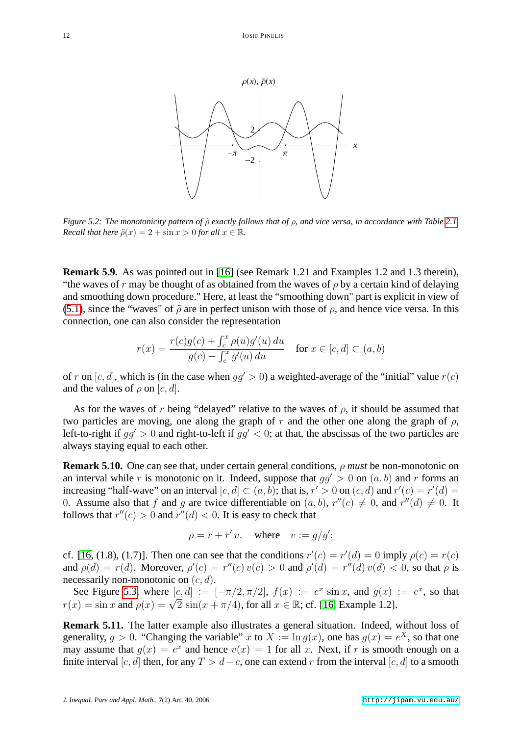*Figure 5.2: The monotonicity pattern of $\tilde{\rho}$ exactly follows that of $\rho$, and vice versa, in accordance with Table 2.1. Recall that here $\tilde{\rho}(x) = 2 + \sin x > 0$ for all $x \in \mathbb{R}$.*

**Remark 5.9.** As was pointed out in [16] (see Remark 1.21 and Examples 1.2 and 1.3 therein), "the waves of $r$ may be thought of as obtained from the waves of $\rho$ by a certain kind of delaying and smoothing down procedure." Here, at least the "smoothing down" part is explicit in view of (5.1), since the "waves" of $\tilde{\rho}$ are in perfect unison with those of $\rho$, and hence vice versa. In this connection, one can also consider the representation

$$r(x) = \frac{r(c)g(c) + \int_c^x \rho(u)g'(u)\,du}{g(c) + \int_c^x g'(u)\,du} \quad \text{for } x \in [c,d] \subset (a,b)$$

of $r$ on $[c,d]$, which is (in the case when $gg' > 0$) a weighted-average of the "initial" value $r(c)$ and the values of $\rho$ on $[c,d]$.

As for the waves of $r$ being "delayed" relative to the waves of $\rho$, it should be assumed that two particles are moving, one along the graph of $r$ and the other one along the graph of $\rho$, left-to-right if $gg' > 0$ and right-to-left if $gg' < 0$; at that, the abscissas of the two particles are always staying equal to each other.

**Remark 5.10.** One can see that, under certain general conditions, $\rho$ *must* be non-monotonic on an interval while $r$ is monotonic on it. Indeed, suppose that $gg' > 0$ on $(a,b)$ and $r$ forms an increasing "half-wave" on an interval $[c,d] \subset (a,b)$; that is, $r' > 0$ on $(c,d)$ and $r'(c) = r'(d) = 0$. Assume also that $f$ and $g$ are twice differentiable on $(a,b)$, $r''(c) \neq 0$, and $r''(d) \neq 0$. It follows that $r''(c) > 0$ and $r''(d) < 0$. It is easy to check that

$$\rho = r + r'\,v, \quad \text{where} \quad v := g/g';$$

cf. [16, (1.8), (1.7)]. Then one can see that the conditions $r'(c) = r'(d) = 0$ imply $\rho(c) = r(c)$ and $\rho(d) = r(d)$. Moreover, $\rho'(c) = r''(c)\,v(c) > 0$ and $\rho'(d) = r''(d)\,v(d) < 0$, so that $\rho$ is necessarily non-monotonic on $(c,d)$.

See Figure 5.3, where $[c,d] := [-\pi/2, \pi/2]$, $f(x) := e^x \sin x$, and $g(x) := e^x$, so that $r(x) = \sin x$ and $\rho(x) = \sqrt{2}\,\sin(x + \pi/4)$, for all $x \in \mathbb{R}$; cf. [16, Example 1.2].

**Remark 5.11.** The latter example also illustrates a general situation. Indeed, without loss of generality, $g > 0$. "Changing the variable" $x$ to $X := \ln g(x)$, one has $g(x) = e^X$, so that one may assume that $g(x) = e^x$ and hence $v(x) = 1$ for all $x$. Next, if $r$ is smooth enough on a finite interval $[c,d]$ then, for any $T > d - c$, one can extend $r$ from the interval $[c,d]$ to a smooth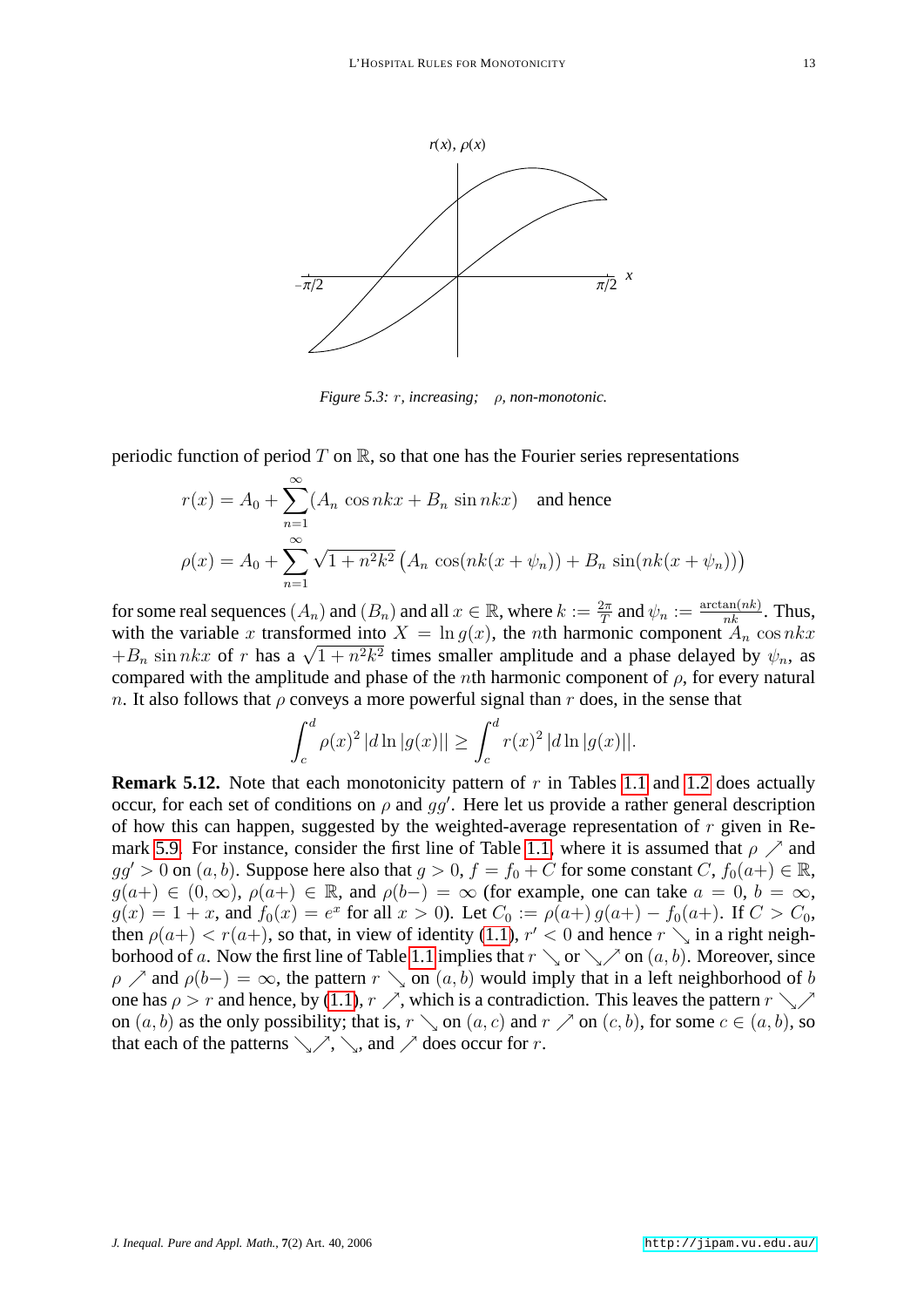*Figure 5.3: $r$, increasing; $\rho$, non-monotonic.*

periodic function of period $T$ on $\mathbb{R}$, so that one has the Fourier series representations

$$r(x) = A_0 + \sum_{n=1}^{\infty} (A_n \cos nkx + B_n \sin nkx) \quad \text{and hence}$$

$$\rho(x) = A_0 + \sum_{n=1}^{\infty} \sqrt{1+n^2k^2}\,\big(A_n \cos(nk(x+\psi_n)) + B_n \sin(nk(x+\psi_n))\big)$$

for some real sequences $(A_n)$ and $(B_n)$ and all $x \in \mathbb{R}$, where $k := \frac{2\pi}{T}$ and $\psi_n := \frac{\arctan(nk)}{nk}$. Thus, with the variable $x$ transformed into $X = \ln g(x)$, the $n$th harmonic component $A_n \cos nkx + B_n \sin nkx$ of $r$ has a $\sqrt{1+n^2k^2}$ times smaller amplitude and a phase delayed by $\psi_n$, as compared with the amplitude and phase of the $n$th harmonic component of $\rho$, for every natural $n$. It also follows that $\rho$ conveys a more powerful signal than $r$ does, in the sense that

$$\int_c^d \rho(x)^2\, |d \ln |g(x)|| \geq \int_c^d r(x)^2\, |d \ln |g(x)||.$$

**Remark 5.12.** Note that each monotonicity pattern of $r$ in Tables 1.1 and 1.2 does actually occur, for each set of conditions on $\rho$ and $gg'$. Here let us provide a rather general description of how this can happen, suggested by the weighted-average representation of $r$ given in Remark 5.9. For instance, consider the first line of Table 1.1, where it is assumed that $\rho \nearrow$ and $gg' > 0$ on $(a, b)$. Suppose here also that $g > 0$, $f = f_0 + C$ for some constant $C$, $f_0(a+) \in \mathbb{R}$, $g(a+) \in (0, \infty)$, $\rho(a+) \in \mathbb{R}$, and $\rho(b-) = \infty$ (for example, one can take $a = 0$, $b = \infty$, $g(x) = 1 + x$, and $f_0(x) = e^x$ for all $x > 0$). Let $C_0 := \rho(a+)\, g(a+) - f_0(a+)$. If $C > C_0$, then $\rho(a+) < r(a+)$, so that, in view of identity (1.1), $r' < 0$ and hence $r \searrow$ in a right neighborhood of $a$. Now the first line of Table 1.1 implies that $r \searrow$ or $\searrow\nearrow$ on $(a, b)$. Moreover, since $\rho \nearrow$ and $\rho(b-) = \infty$, the pattern $r \searrow$ on $(a, b)$ would imply that in a left neighborhood of $b$ one has $\rho > r$ and hence, by (1.1), $r \nearrow$, which is a contradiction. This leaves the pattern $r \searrow\nearrow$ on $(a, b)$ as the only possibility; that is, $r \searrow$ on $(a, c)$ and $r \nearrow$ on $(c, b)$, for some $c \in (a, b)$, so that each of the patterns $\searrow\nearrow$, $\searrow$, and $\nearrow$ does occur for $r$.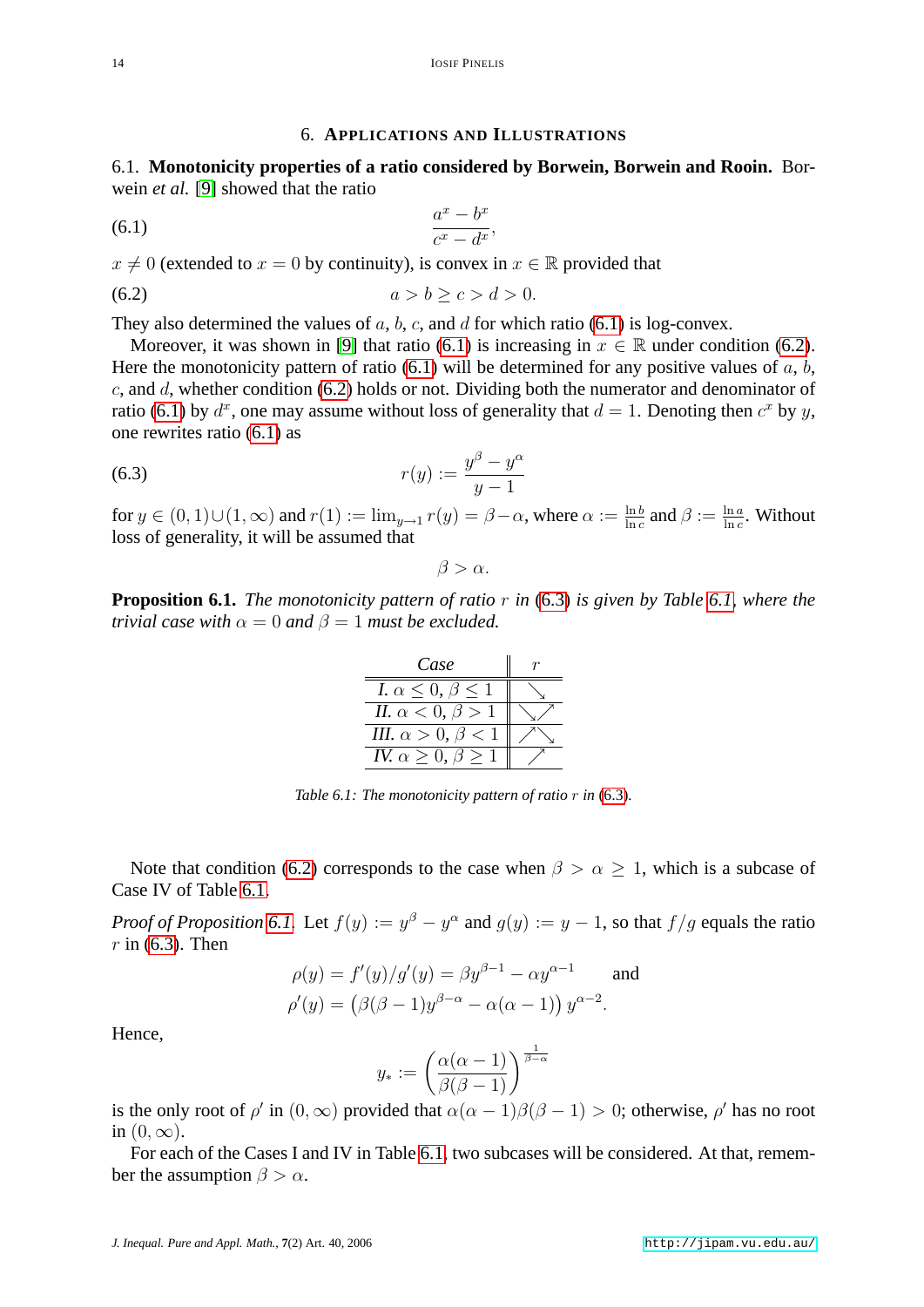## 6. Applications and Illustrations

6.1. **Monotonicity properties of a ratio considered by Borwein, Borwein and Rooin.** Borwein *et al.* [9] showed that the ratio

$$\frac{a^x - b^x}{c^x - d^x}, \tag{6.1}$$

$x \neq 0$ (extended to $x = 0$ by continuity), is convex in $x \in \mathbb{R}$ provided that

$$a > b \geq c > d > 0. \tag{6.2}$$

They also determined the values of $a$, $b$, $c$, and $d$ for which ratio (6.1) is log-convex.

Moreover, it was shown in [9] that ratio (6.1) is increasing in $x \in \mathbb{R}$ under condition (6.2). Here the monotonicity pattern of ratio (6.1) will be determined for any positive values of $a$, $b$, $c$, and $d$, whether condition (6.2) holds or not. Dividing both the numerator and denominator of ratio (6.1) by $d^x$, one may assume without loss of generality that $d = 1$. Denoting then $c^x$ by $y$, one rewrites ratio (6.1) as

$$r(y) := \frac{y^\beta - y^\alpha}{y - 1} \tag{6.3}$$

for $y \in (0,1) \cup (1, \infty)$ and $r(1) := \lim_{y \to 1} r(y) = \beta - \alpha$, where $\alpha := \frac{\ln b}{\ln c}$ and $\beta := \frac{\ln a}{\ln c}$. Without loss of generality, it will be assumed that

$$\beta > \alpha.$$

**Proposition 6.1.** *The monotonicity pattern of ratio $r$ in (6.3) is given by Table 6.1, where the trivial case with $\alpha = 0$ and $\beta = 1$ must be excluded.*

| *Case* | $r$ |
|---|---|
| *I.* $\alpha \leq 0$, $\beta \leq 1$ | $\searrow$ |
| *II.* $\alpha < 0$, $\beta > 1$ | $\searrow\nearrow$ |
| *III.* $\alpha > 0$, $\beta < 1$ | $\nearrow\searrow$ |
| *IV.* $\alpha \geq 0$, $\beta \geq 1$ | $\nearrow$ |

*Table 6.1: The monotonicity pattern of ratio $r$ in (6.3).*

Note that condition (6.2) corresponds to the case when $\beta > \alpha \geq 1$, which is a subcase of Case IV of Table 6.1.

*Proof of Proposition 6.1.* Let $f(y) := y^\beta - y^\alpha$ and $g(y) := y - 1$, so that $f/g$ equals the ratio $r$ in (6.3). Then

$$\rho(y) = f'(y)/g'(y) = \beta y^{\beta-1} - \alpha y^{\alpha-1} \qquad \text{and}$$
$$\rho'(y) = \big(\beta(\beta-1)y^{\beta-\alpha} - \alpha(\alpha-1)\big)\, y^{\alpha-2}.$$

Hence,

$$y_* := \left(\frac{\alpha(\alpha-1)}{\beta(\beta-1)}\right)^{\frac{1}{\beta-\alpha}}$$

is the only root of $\rho'$ in $(0, \infty)$ provided that $\alpha(\alpha-1)\beta(\beta-1) > 0$; otherwise, $\rho'$ has no root in $(0, \infty)$.

For each of the Cases I and IV in Table 6.1, two subcases will be considered. At that, remember the assumption $\beta > \alpha$.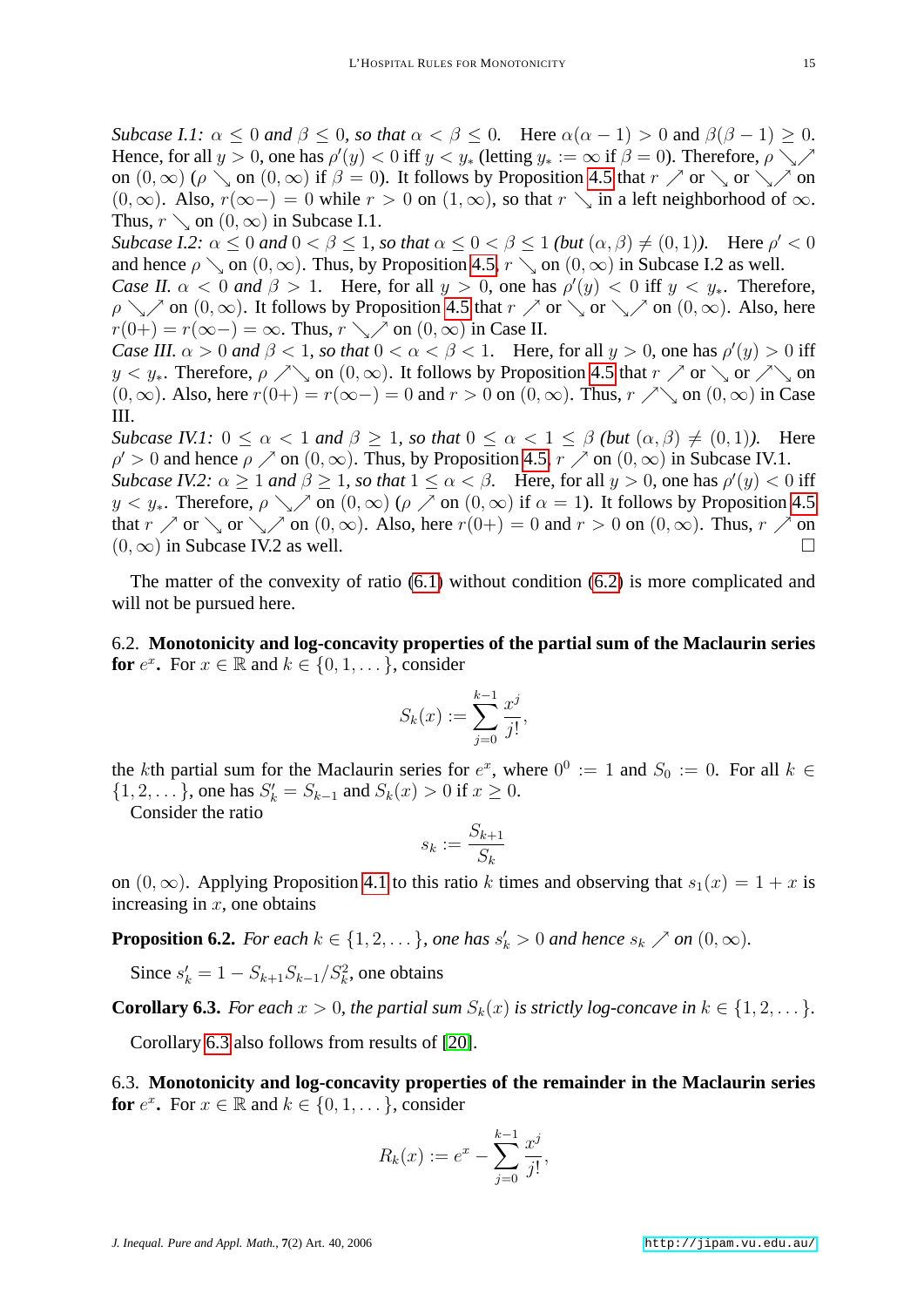*Subcase I.1: $\alpha \le 0$ and $\beta \le 0$, so that $\alpha < \beta \le 0$.* Here $\alpha(\alpha-1) > 0$ and $\beta(\beta-1) \ge 0$. Hence, for all $y > 0$, one has $\rho'(y) < 0$ iff $y < y_*$ (letting $y_* := \infty$ if $\beta = 0$). Therefore, $\rho \searrow\nearrow$ on $(0,\infty)$ ($\rho \searrow$ on $(0,\infty)$ if $\beta = 0$). It follows by Proposition 4.5 that $r \nearrow$ or $\searrow$ or $\searrow\nearrow$ on $(0,\infty)$. Also, $r(\infty-) = 0$ while $r > 0$ on $(1,\infty)$, so that $r \searrow$ in a left neighborhood of $\infty$. Thus, $r \searrow$ on $(0,\infty)$ in Subcase I.1.

*Subcase I.2: $\alpha \le 0$ and $0 < \beta \le 1$, so that $\alpha \le 0 < \beta \le 1$ (but $(\alpha,\beta) \ne (0,1)$).* Here $\rho' < 0$ and hence $\rho \searrow$ on $(0,\infty)$. Thus, by Proposition 4.5, $r \searrow$ on $(0,\infty)$ in Subcase I.2 as well.

*Case II. $\alpha < 0$ and $\beta > 1$.* Here, for all $y > 0$, one has $\rho'(y) < 0$ iff $y < y_*$. Therefore, $\rho \searrow\nearrow$ on $(0,\infty)$. It follows by Proposition 4.5 that $r \nearrow$ or $\searrow$ or $\searrow\nearrow$ on $(0,\infty)$. Also, here $r(0+) = r(\infty-) = \infty$. Thus, $r \searrow\nearrow$ on $(0,\infty)$ in Case II.

*Case III. $\alpha > 0$ and $\beta < 1$, so that $0 < \alpha < \beta < 1$.* Here, for all $y > 0$, one has $\rho'(y) > 0$ iff $y < y_*$. Therefore, $\rho \nearrow\searrow$ on $(0,\infty)$. It follows by Proposition 4.5 that $r \nearrow$ or $\searrow$ or $\nearrow\searrow$ on $(0,\infty)$. Also, here $r(0+) = r(\infty-) = 0$ and $r > 0$ on $(0,\infty)$. Thus, $r \nearrow\searrow$ on $(0,\infty)$ in Case III.

*Subcase IV.1: $0 \le \alpha < 1$ and $\beta \ge 1$, so that $0 \le \alpha < 1 \le \beta$ (but $(\alpha,\beta) \ne (0,1)$).* Here $\rho' > 0$ and hence $\rho \nearrow$ on $(0,\infty)$. Thus, by Proposition 4.5, $r \nearrow$ on $(0,\infty)$ in Subcase IV.1.

*Subcase IV.2: $\alpha \ge 1$ and $\beta \ge 1$, so that $1 \le \alpha < \beta$.* Here, for all $y > 0$, one has $\rho'(y) < 0$ iff $y < y_*$. Therefore, $\rho \searrow\nearrow$ on $(0,\infty)$ ($\rho \nearrow$ on $(0,\infty)$ if $\alpha = 1$). It follows by Proposition 4.5 that $r \nearrow$ or $\searrow$ or $\searrow\nearrow$ on $(0,\infty)$. Also, here $r(0+) = 0$ and $r > 0$ on $(0,\infty)$. Thus, $r \nearrow$ on $(0,\infty)$ in Subcase IV.2 as well. $\square$

The matter of the convexity of ratio (6.1) without condition (6.2) is more complicated and will not be pursued here.

### 6.2. Monotonicity and log-concavity properties of the partial sum of the Maclaurin series for $e^x$.

For $x \in \mathbb{R}$ and $k \in \{0,1,\dots\}$, consider

$$S_k(x) := \sum_{j=0}^{k-1} \frac{x^j}{j!},$$

the $k$th partial sum for the Maclaurin series for $e^x$, where $0^0 := 1$ and $S_0 := 0$. For all $k \in \{1,2,\dots\}$, one has $S_k' = S_{k-1}$ and $S_k(x) > 0$ if $x \ge 0$.

Consider the ratio

$$s_k := \frac{S_{k+1}}{S_k}$$

on $(0,\infty)$. Applying Proposition 4.1 to this ratio $k$ times and observing that $s_1(x) = 1 + x$ is increasing in $x$, one obtains

**Proposition 6.2.** *For each $k \in \{1,2,\dots\}$, one has $s_k' > 0$ and hence $s_k \nearrow$ on $(0,\infty)$.*

Since $s_k' = 1 - S_{k+1}S_{k-1}/S_k^2$, one obtains

**Corollary 6.3.** *For each $x > 0$, the partial sum $S_k(x)$ is strictly log-concave in $k \in \{1,2,\dots\}$.*

Corollary 6.3 also follows from results of [20].

### 6.3. Monotonicity and log-concavity properties of the remainder in the Maclaurin series for $e^x$.

For $x \in \mathbb{R}$ and $k \in \{0,1,\dots\}$, consider

$$R_k(x) := e^x - \sum_{j=0}^{k-1} \frac{x^j}{j!},$$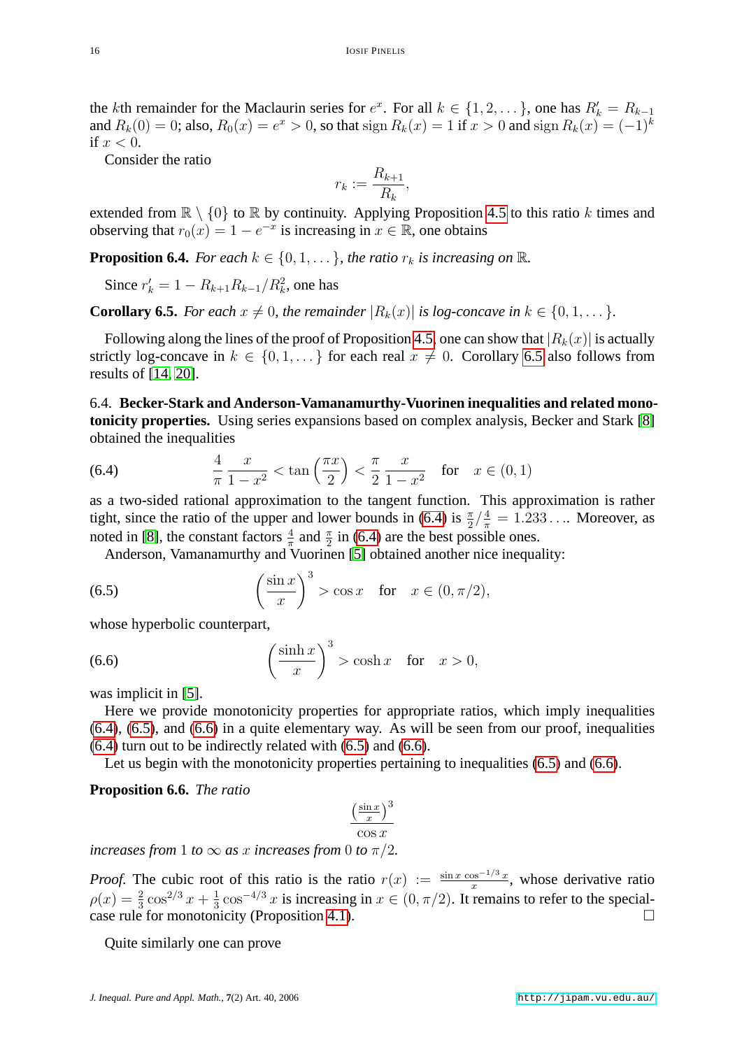the $k$th remainder for the Maclaurin series for $e^x$. For all $k \in \{1, 2, \dots\}$, one has $R_k' = R_{k-1}$ and $R_k(0) = 0$; also, $R_0(x) = e^x > 0$, so that $\operatorname{sign} R_k(x) = 1$ if $x > 0$ and $\operatorname{sign} R_k(x) = (-1)^k$ if $x < 0$.

Consider the ratio

$$r_k := \frac{R_{k+1}}{R_k},$$

extended from $\mathbb{R} \setminus \{0\}$ to $\mathbb{R}$ by continuity. Applying Proposition 4.5 to this ratio $k$ times and observing that $r_0(x) = 1 - e^{-x}$ is increasing in $x \in \mathbb{R}$, one obtains

**Proposition 6.4.** *For each $k \in \{0, 1, \dots\}$, the ratio $r_k$ is increasing on $\mathbb{R}$.*

Since $r_k' = 1 - R_{k+1}R_{k-1}/R_k^2$, one has

**Corollary 6.5.** *For each $x \neq 0$, the remainder $|R_k(x)|$ is log-concave in $k \in \{0, 1, \dots\}$.*

Following along the lines of the proof of Proposition 4.5, one can show that $|R_k(x)|$ is actually strictly log-concave in $k \in \{0, 1, \dots\}$ for each real $x \neq 0$. Corollary 6.5 also follows from results of [14, 20].

6.4. **Becker-Stark and Anderson-Vamanamurthy-Vuorinen inequalities and related monotonicity properties.** Using series expansions based on complex analysis, Becker and Stark [8] obtained the inequalities

$$\frac{4}{\pi}\,\frac{x}{1-x^2} < \tan\left(\frac{\pi x}{2}\right) < \frac{\pi}{2}\,\frac{x}{1-x^2} \quad \text{for} \quad x \in (0,1) \tag{6.4}$$

as a two-sided rational approximation to the tangent function. This approximation is rather tight, since the ratio of the upper and lower bounds in (6.4) is $\frac{\pi}{2}/\frac{4}{\pi} = 1.233\dots$. Moreover, as noted in [8], the constant factors $\frac{4}{\pi}$ and $\frac{\pi}{2}$ in (6.4) are the best possible ones.

Anderson, Vamanamurthy and Vuorinen [5] obtained another nice inequality:

$$\left(\frac{\sin x}{x}\right)^3 > \cos x \quad \text{for} \quad x \in (0, \pi/2), \tag{6.5}$$

whose hyperbolic counterpart,

$$\left(\frac{\sinh x}{x}\right)^3 > \cosh x \quad \text{for} \quad x > 0, \tag{6.6}$$

was implicit in [5].

Here we provide monotonicity properties for appropriate ratios, which imply inequalities (6.4), (6.5), and (6.6) in a quite elementary way. As will be seen from our proof, inequalities (6.4) turn out to be indirectly related with (6.5) and (6.6).

Let us begin with the monotonicity properties pertaining to inequalities (6.5) and (6.6).

**Proposition 6.6.** *The ratio*

$$\frac{\left(\frac{\sin x}{x}\right)^3}{\cos x}$$

*increases from $1$ to $\infty$ as $x$ increases from $0$ to $\pi/2$.*

*Proof.* The cubic root of this ratio is the ratio $r(x) := \frac{\sin x \cos^{-1/3} x}{x}$, whose derivative ratio $\rho(x) = \frac{2}{3}\cos^{2/3} x + \frac{1}{3}\cos^{-4/3} x$ is increasing in $x \in (0, \pi/2)$. It remains to refer to the special-case rule for monotonicity (Proposition 4.1). □

Quite similarly one can prove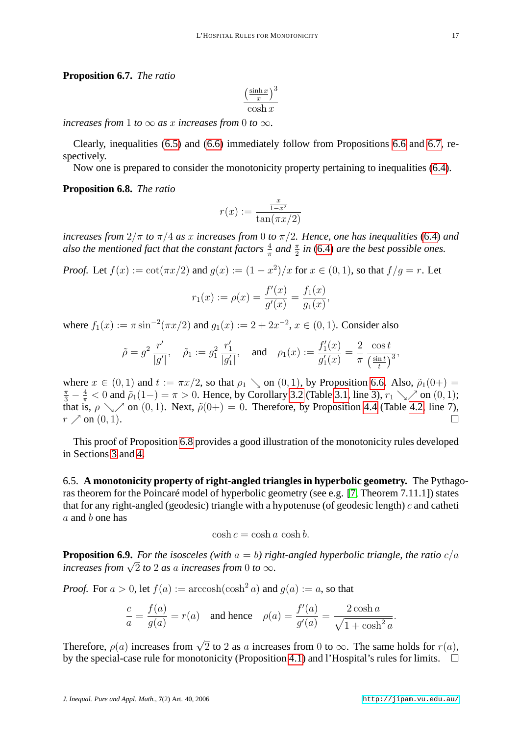**Proposition 6.7.** *The ratio*

$$\frac{\left(\frac{\sinh x}{x}\right)^3}{\cosh x}$$

*increases from* $1$ *to* $\infty$ *as* $x$ *increases from* $0$ *to* $\infty$.

Clearly, inequalities (6.5) and (6.6) immediately follow from Propositions 6.6 and 6.7, respectively.

Now one is prepared to consider the monotonicity property pertaining to inequalities (6.4).

**Proposition 6.8.** *The ratio*

$$r(x) := \frac{\frac{x}{1-x^2}}{\tan(\pi x/2)}$$

*increases from* $2/\pi$ *to* $\pi/4$ *as* $x$ *increases from* $0$ *to* $\pi/2$. *Hence, one has inequalities* (6.4) *and also the mentioned fact that the constant factors* $\frac{4}{\pi}$ *and* $\frac{\pi}{2}$ *in* (6.4) *are the best possible ones.*

*Proof.* Let $f(x) := \cot(\pi x/2)$ and $g(x) := (1-x^2)/x$ for $x \in (0,1)$, so that $f/g = r$. Let

$$r_1(x) := \rho(x) = \frac{f'(x)}{g'(x)} = \frac{f_1(x)}{g_1(x)},$$

where $f_1(x) := \pi \sin^{-2}(\pi x/2)$ and $g_1(x) := 2 + 2x^{-2}$, $x \in (0,1)$. Consider also

$$\tilde{\rho} = g^2 \frac{r'}{|g'|}, \quad \tilde{\rho}_1 := g_1^2 \frac{r_1'}{|g_1'|}, \quad \text{and} \quad \rho_1(x) := \frac{f_1'(x)}{g_1'(x)} = \frac{2}{\pi} \frac{\cos t}{\left(\frac{\sin t}{t}\right)^3},$$

where $x \in (0,1)$ and $t := \pi x/2$, so that $\rho_1 \searrow$ on $(0,1)$, by Proposition 6.6. Also, $\tilde{\rho}_1(0+) = \frac{\pi}{3} - \frac{4}{\pi} < 0$ and $\tilde{\rho}_1(1-) = \pi > 0$. Hence, by Corollary 3.2 (Table 3.1, line 3), $r_1 \searrow\!\nearrow$ on $(0,1)$; that is, $\rho \searrow\!\nearrow$ on $(0,1)$. Next, $\tilde{\rho}(0+) = 0$. Therefore, by Proposition 4.4 (Table 4.2, line 7), $r \nearrow$ on $(0,1)$. $\square$

This proof of Proposition 6.8 provides a good illustration of the monotonicity rules developed in Sections 3 and 4.

### 6.5. A monotonicity property of right-angled triangles in hyperbolic geometry.

The Pythagoras theorem for the Poincaré model of hyperbolic geometry (see e.g. [7, Theorem 7.11.1]) states that for any right-angled (geodesic) triangle with a hypotenuse (of geodesic length) $c$ and catheti $a$ and $b$ one has

$$\cosh c = \cosh a \, \cosh b.$$

**Proposition 6.9.** *For the isosceles (with* $a = b$*) right-angled hyperbolic triangle, the ratio* $c/a$ *increases from* $\sqrt{2}$ *to* $2$ *as* $a$ *increases from* $0$ *to* $\infty$.

*Proof.* For $a > 0$, let $f(a) := \operatorname{arccosh}(\cosh^2 a)$ and $g(a) := a$, so that

$$\frac{c}{a} = \frac{f(a)}{g(a)} = r(a) \quad \text{and hence} \quad \rho(a) = \frac{f'(a)}{g'(a)} = \frac{2\cosh a}{\sqrt{1+\cosh^2 a}}.$$

Therefore, $\rho(a)$ increases from $\sqrt{2}$ to $2$ as $a$ increases from $0$ to $\infty$. The same holds for $r(a)$, by the special-case rule for monotonicity (Proposition 4.1) and l'Hospital's rules for limits. $\square$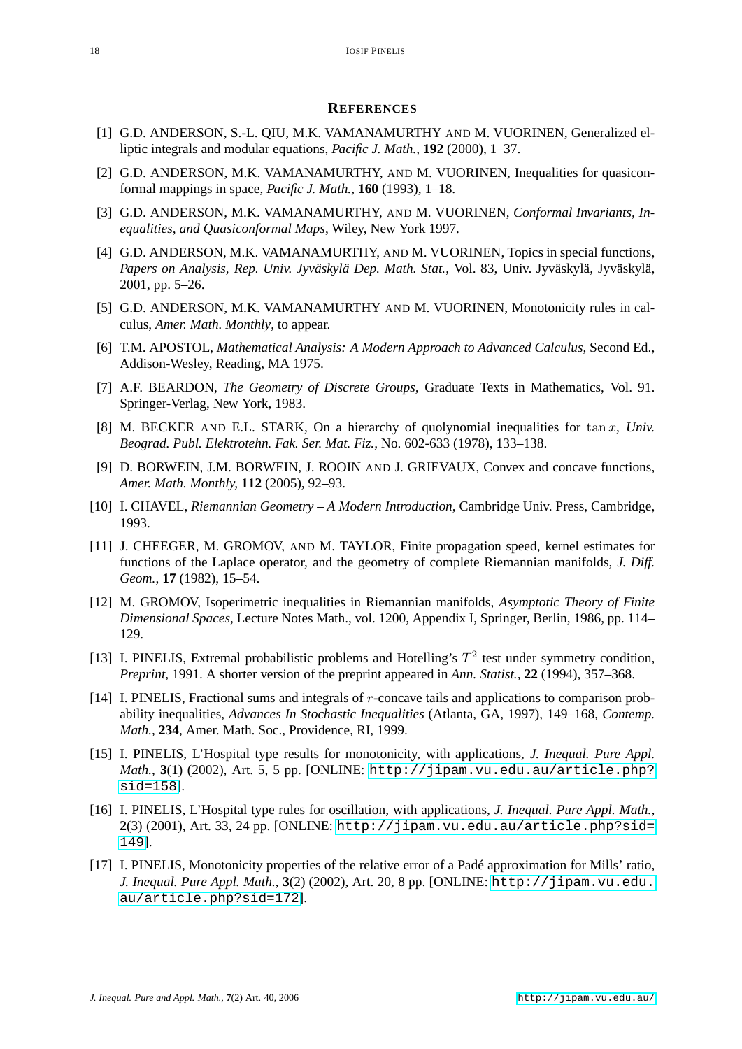## REFERENCES

[1] G.D. ANDERSON, S.-L. QIU, M.K. VAMANAMURTHY AND M. VUORINEN, Generalized elliptic integrals and modular equations, *Pacific J. Math.*, **192** (2000), 1–37.

[2] G.D. ANDERSON, M.K. VAMANAMURTHY, AND M. VUORINEN, Inequalities for quasiconformal mappings in space, *Pacific J. Math.*, **160** (1993), 1–18.

[3] G.D. ANDERSON, M.K. VAMANAMURTHY, AND M. VUORINEN, *Conformal Invariants, Inequalities, and Quasiconformal Maps*, Wiley, New York 1997.

[4] G.D. ANDERSON, M.K. VAMANAMURTHY, AND M. VUORINEN, Topics in special functions, *Papers on Analysis, Rep. Univ. Jyväskylä Dep. Math. Stat.*, Vol. 83, Univ. Jyväskylä, Jyväskylä, 2001, pp. 5–26.

[5] G.D. ANDERSON, M.K. VAMANAMURTHY AND M. VUORINEN, Monotonicity rules in calculus, *Amer. Math. Monthly*, to appear.

[6] T.M. APOSTOL, *Mathematical Analysis: A Modern Approach to Advanced Calculus*, Second Ed., Addison-Wesley, Reading, MA 1975.

[7] A.F. BEARDON, *The Geometry of Discrete Groups*, Graduate Texts in Mathematics, Vol. 91. Springer-Verlag, New York, 1983.

[8] M. BECKER AND E.L. STARK, On a hierarchy of quolynomial inequalities for $\tan x$, *Univ. Beograd. Publ. Elektrotehn. Fak. Ser. Mat. Fiz.*, No. 602-633 (1978), 133–138.

[9] D. BORWEIN, J.M. BORWEIN, J. ROOIN AND J. GRIEVAUX, Convex and concave functions, *Amer. Math. Monthly*, **112** (2005), 92–93.

[10] I. CHAVEL, *Riemannian Geometry – A Modern Introduction*, Cambridge Univ. Press, Cambridge, 1993.

[11] J. CHEEGER, M. GROMOV, AND M. TAYLOR, Finite propagation speed, kernel estimates for functions of the Laplace operator, and the geometry of complete Riemannian manifolds, *J. Diff. Geom.*, **17** (1982), 15–54.

[12] M. GROMOV, Isoperimetric inequalities in Riemannian manifolds, *Asymptotic Theory of Finite Dimensional Spaces*, Lecture Notes Math., vol. 1200, Appendix I, Springer, Berlin, 1986, pp. 114–129.

[13] I. PINELIS, Extremal probabilistic problems and Hotelling's $T^2$ test under symmetry condition, *Preprint*, 1991. A shorter version of the preprint appeared in *Ann. Statist.*, **22** (1994), 357–368.

[14] I. PINELIS, Fractional sums and integrals of $r$-concave tails and applications to comparison probability inequalities, *Advances In Stochastic Inequalities* (Atlanta, GA, 1997), 149–168, *Contemp. Math.*, **234**, Amer. Math. Soc., Providence, RI, 1999.

[15] I. PINELIS, L'Hospital type results for monotonicity, with applications, *J. Inequal. Pure Appl. Math.*, **3**(1) (2002), Art. 5, 5 pp. [ONLINE: http://jipam.vu.edu.au/article.php?sid=158].

[16] I. PINELIS, L'Hospital type rules for oscillation, with applications, *J. Inequal. Pure Appl. Math.*, **2**(3) (2001), Art. 33, 24 pp. [ONLINE: http://jipam.vu.edu.au/article.php?sid=149].

[17] I. PINELIS, Monotonicity properties of the relative error of a Padé approximation for Mills' ratio, *J. Inequal. Pure Appl. Math.*, **3**(2) (2002), Art. 20, 8 pp. [ONLINE: http://jipam.vu.edu.au/article.php?sid=172].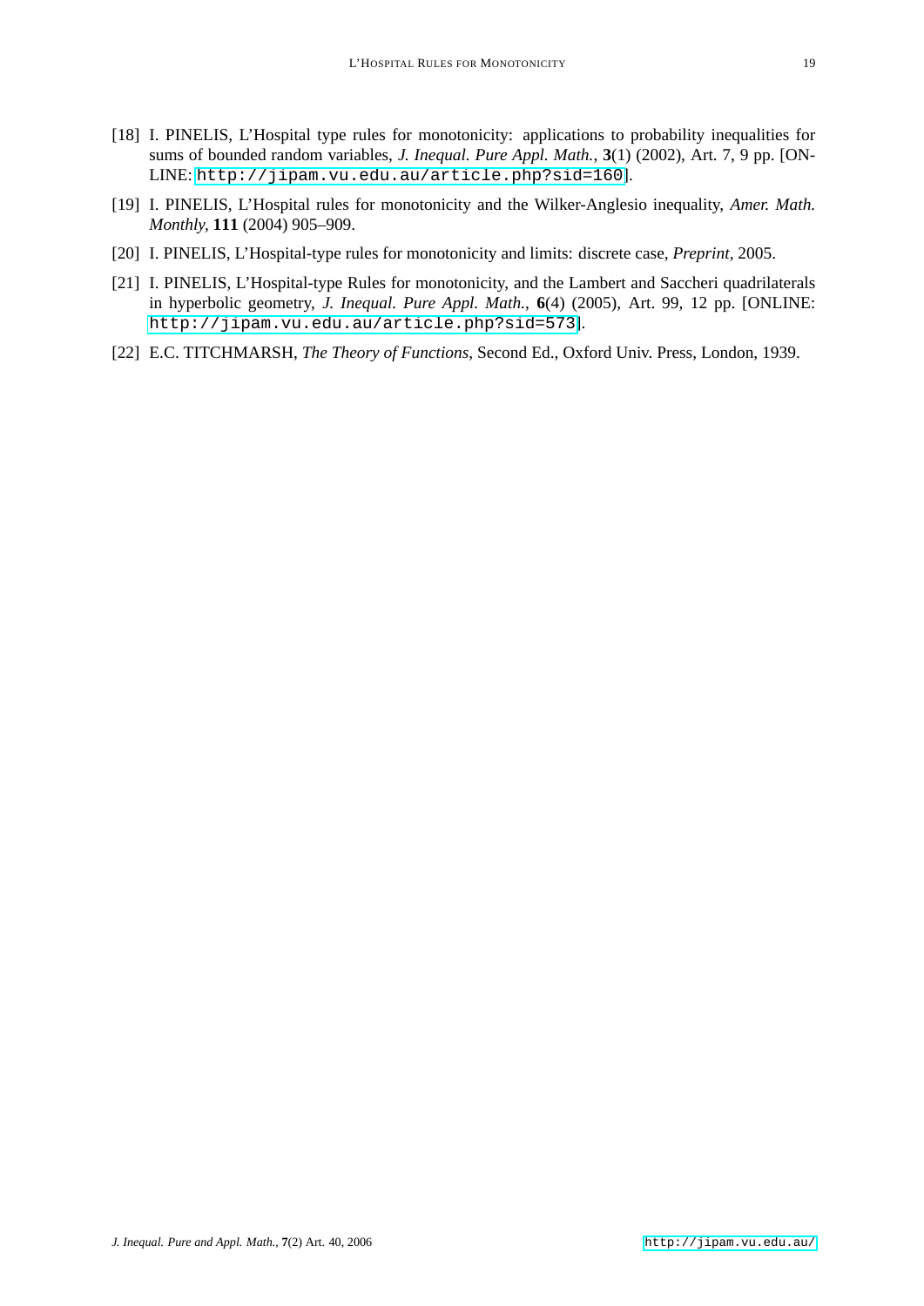[18] I. PINELIS, L'Hospital type rules for monotonicity: applications to probability inequalities for sums of bounded random variables, *J. Inequal. Pure Appl. Math.*, **3**(1) (2002), Art. 7, 9 pp. [ONLINE: http://jipam.vu.edu.au/article.php?sid=160].

[19] I. PINELIS, L'Hospital rules for monotonicity and the Wilker-Anglesio inequality, *Amer. Math. Monthly*, **111** (2004) 905–909.

[20] I. PINELIS, L'Hospital-type rules for monotonicity and limits: discrete case, *Preprint*, 2005.

[21] I. PINELIS, L'Hospital-type Rules for monotonicity, and the Lambert and Saccheri quadrilaterals in hyperbolic geometry, *J. Inequal. Pure Appl. Math.*, **6**(4) (2005), Art. 99, 12 pp. [ONLINE: http://jipam.vu.edu.au/article.php?sid=573].

[22] E.C. TITCHMARSH, *The Theory of Functions*, Second Ed., Oxford Univ. Press, London, 1939.